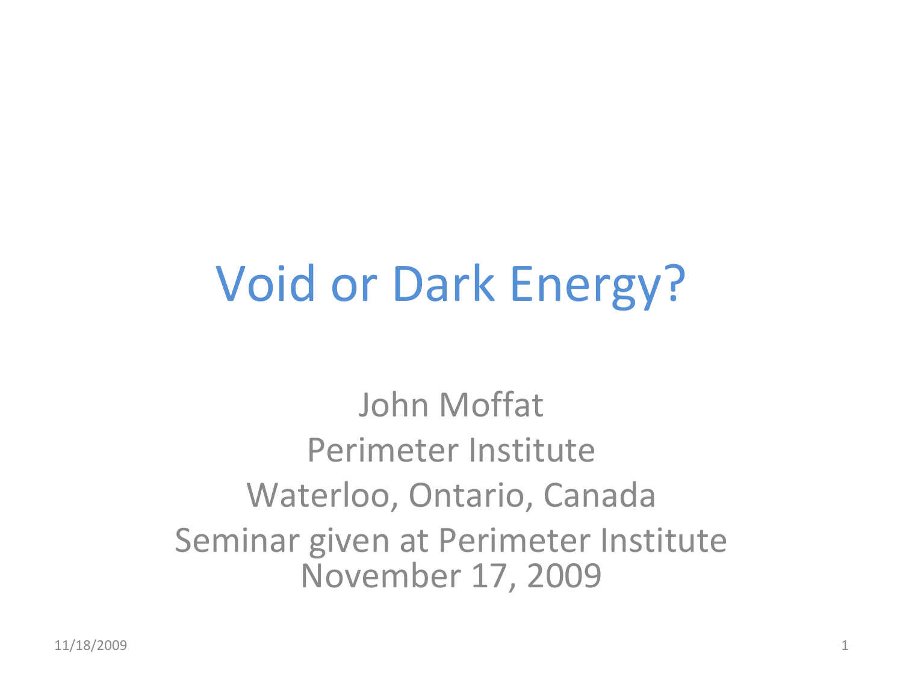# Void or Dark Energy?

John Moffat

Perimeter Institute

Waterloo, Ontario, Canada

Seminar given at Perimeter Institute
November 17, 2009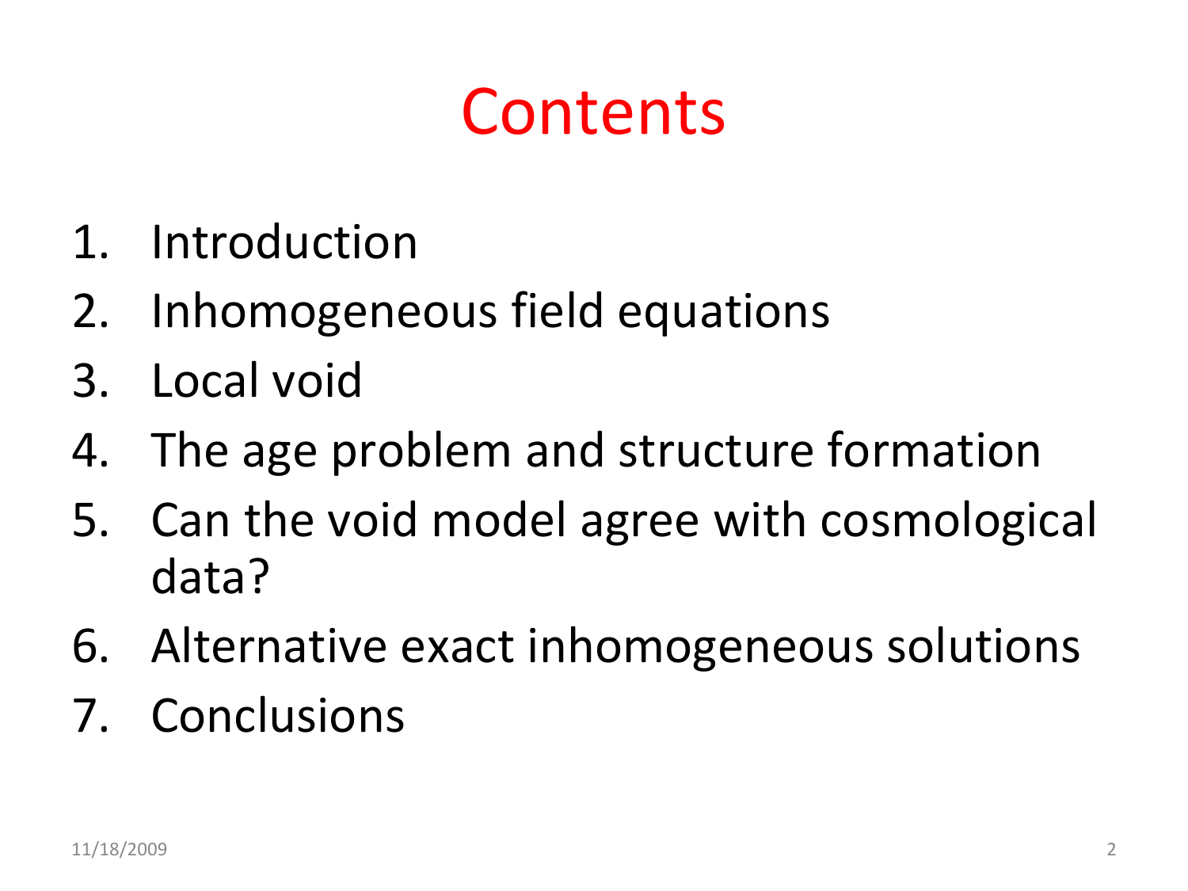# Contents

1. Introduction
2. Inhomogeneous field equations
3. Local void
4. The age problem and structure formation
5. Can the void model agree with cosmological data?
6. Alternative exact inhomogeneous solutions
7. Conclusions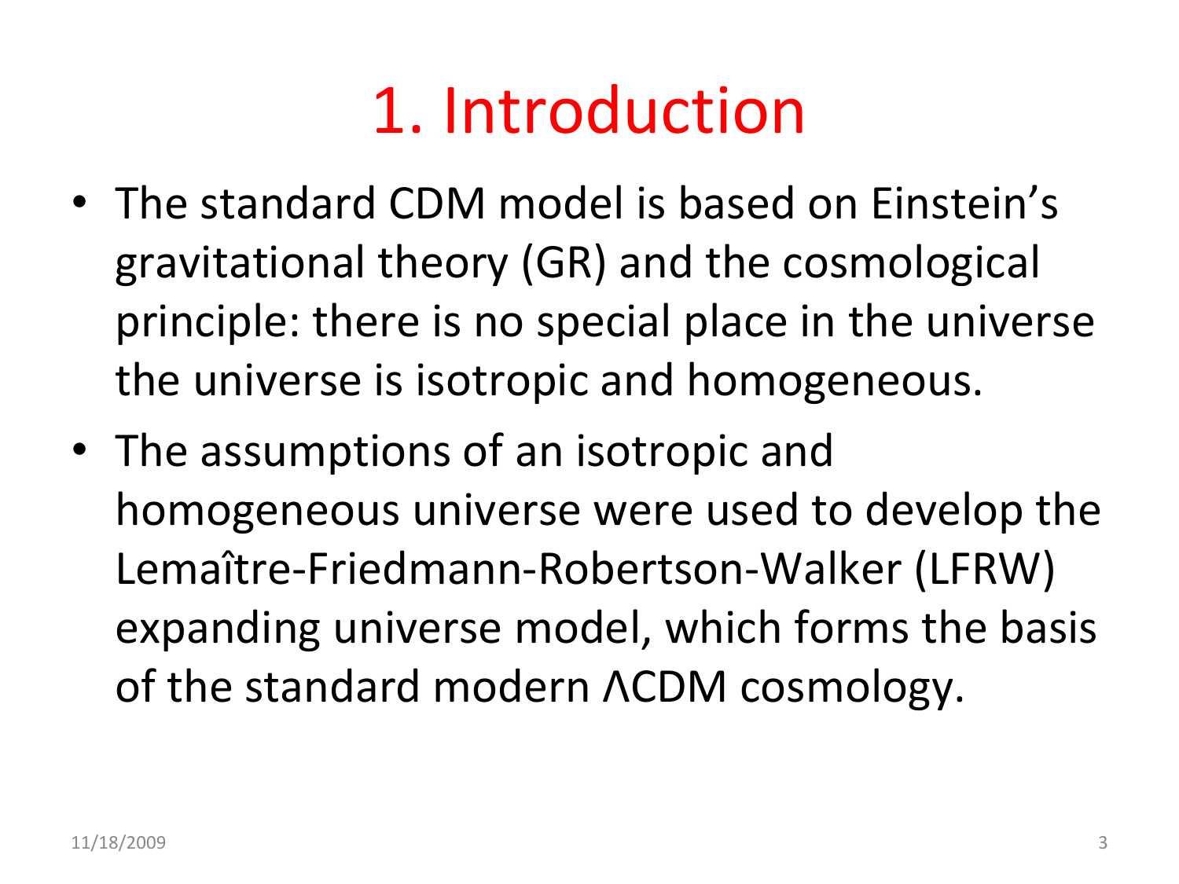# 1. Introduction

- The standard CDM model is based on Einstein's gravitational theory (GR) and the cosmological principle: there is no special place in the universe the universe is isotropic and homogeneous.
- The assumptions of an isotropic and homogeneous universe were used to develop the Lemaître-Friedmann-Robertson-Walker (LFRW) expanding universe model, which forms the basis of the standard modern ΛCDM cosmology.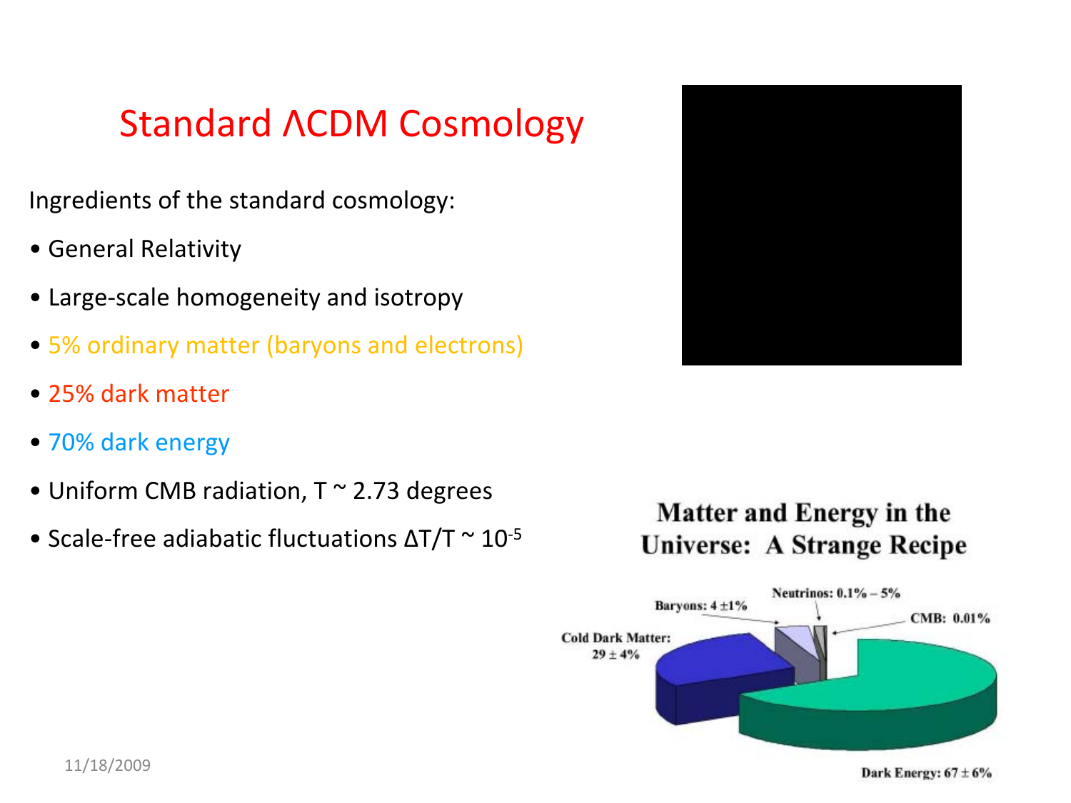# Standard ΛCDM Cosmology

Ingredients of the standard cosmology:

- General Relativity
- Large-scale homogeneity and isotropy
- 5% ordinary matter (baryons and electrons)
- 25% dark matter
- 70% dark energy
- Uniform CMB radiation, T ~ 2.73 degrees
- Scale-free adiabatic fluctuations $\Delta T/T \sim 10^{-5}$

**Matter and Energy in the Universe: A Strange Recipe**

Neutrinos: 0.1% – 5%

Baryons: 4 ±1%

CMB: 0.01%

Cold Dark Matter: 29 ± 4%

Dark Energy: 67 ± 6%

11/18/2009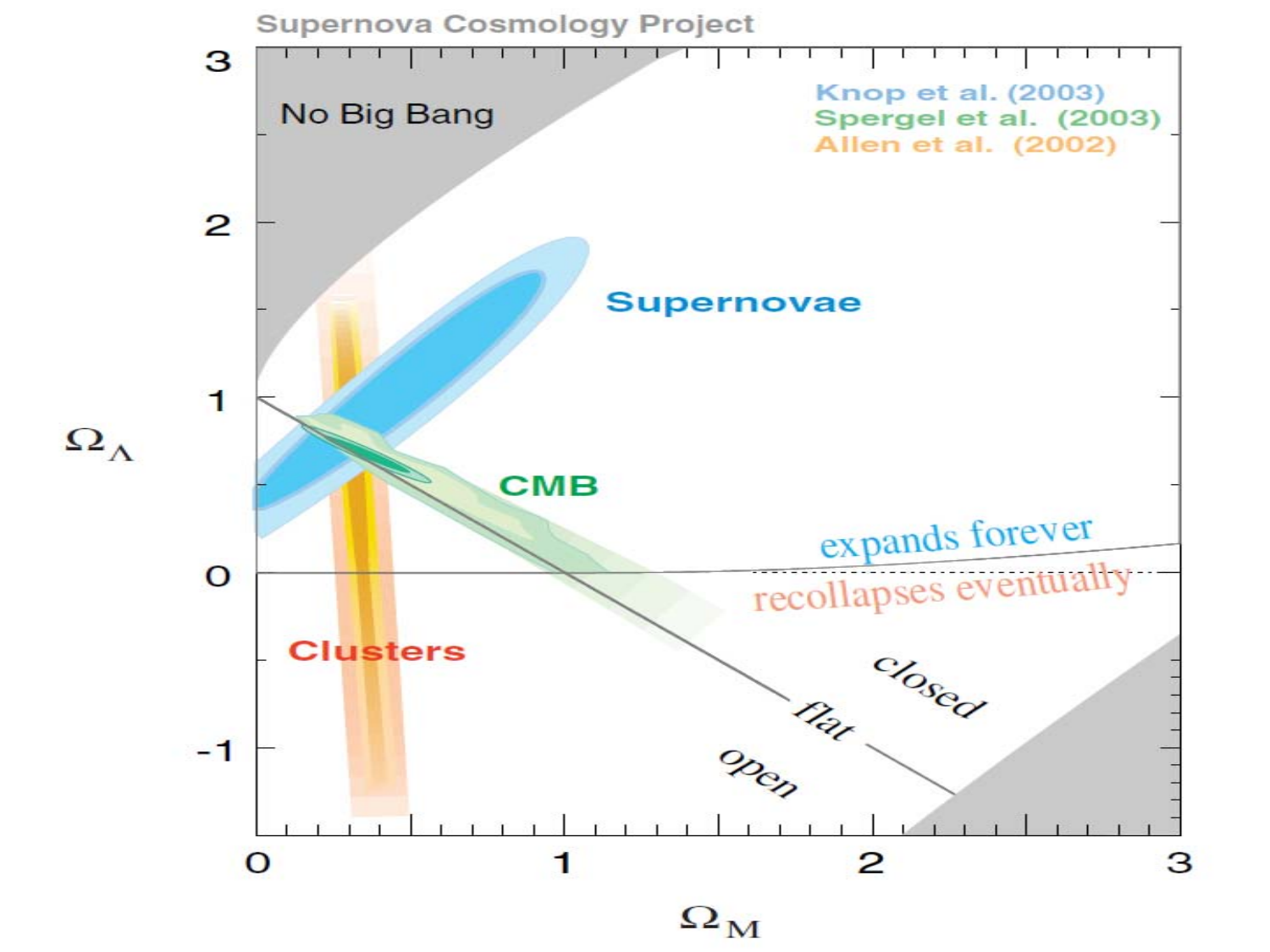Supernova Cosmology Project

Knop et al. (2003)
Spergel et al. (2003)
Allen et al. (2002)

No Big Bang

Supernovae

CMB

Clusters

expands forever

recollapses eventually

closed

flat

open

$\Omega_\Lambda$

$\Omega_M$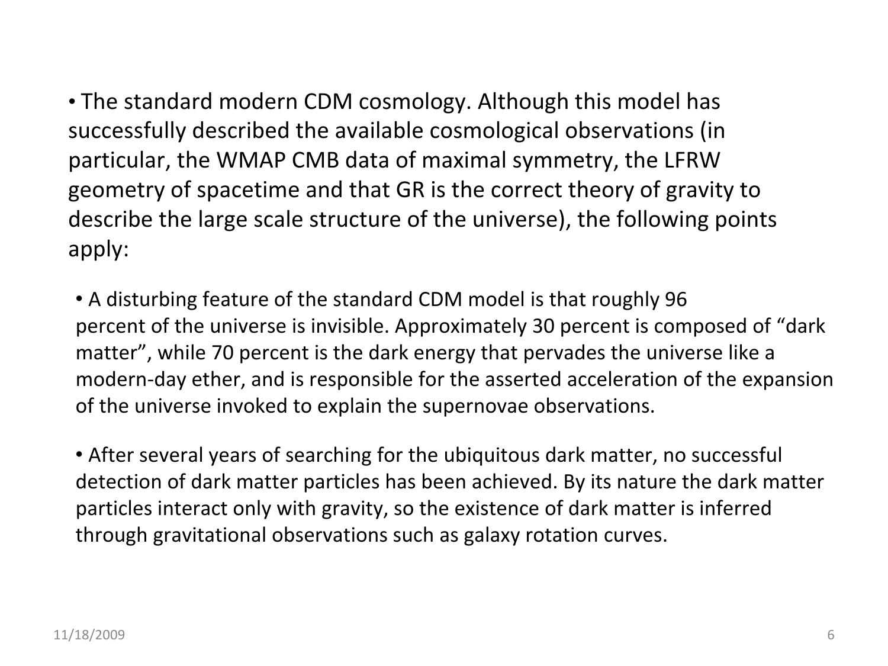- The standard modern CDM cosmology. Although this model has successfully described the available cosmological observations (in particular, the WMAP CMB data of maximal symmetry, the LFRW geometry of spacetime and that GR is the correct theory of gravity to describe the large scale structure of the universe), the following points apply:

  - A disturbing feature of the standard CDM model is that roughly 96 percent of the universe is invisible. Approximately 30 percent is composed of “dark matter”, while 70 percent is the dark energy that pervades the universe like a modern-day ether, and is responsible for the asserted acceleration of the expansion of the universe invoked to explain the supernovae observations.

  - After several years of searching for the ubiquitous dark matter, no successful detection of dark matter particles has been achieved. By its nature the dark matter particles interact only with gravity, so the existence of dark matter is inferred through gravitational observations such as galaxy rotation curves.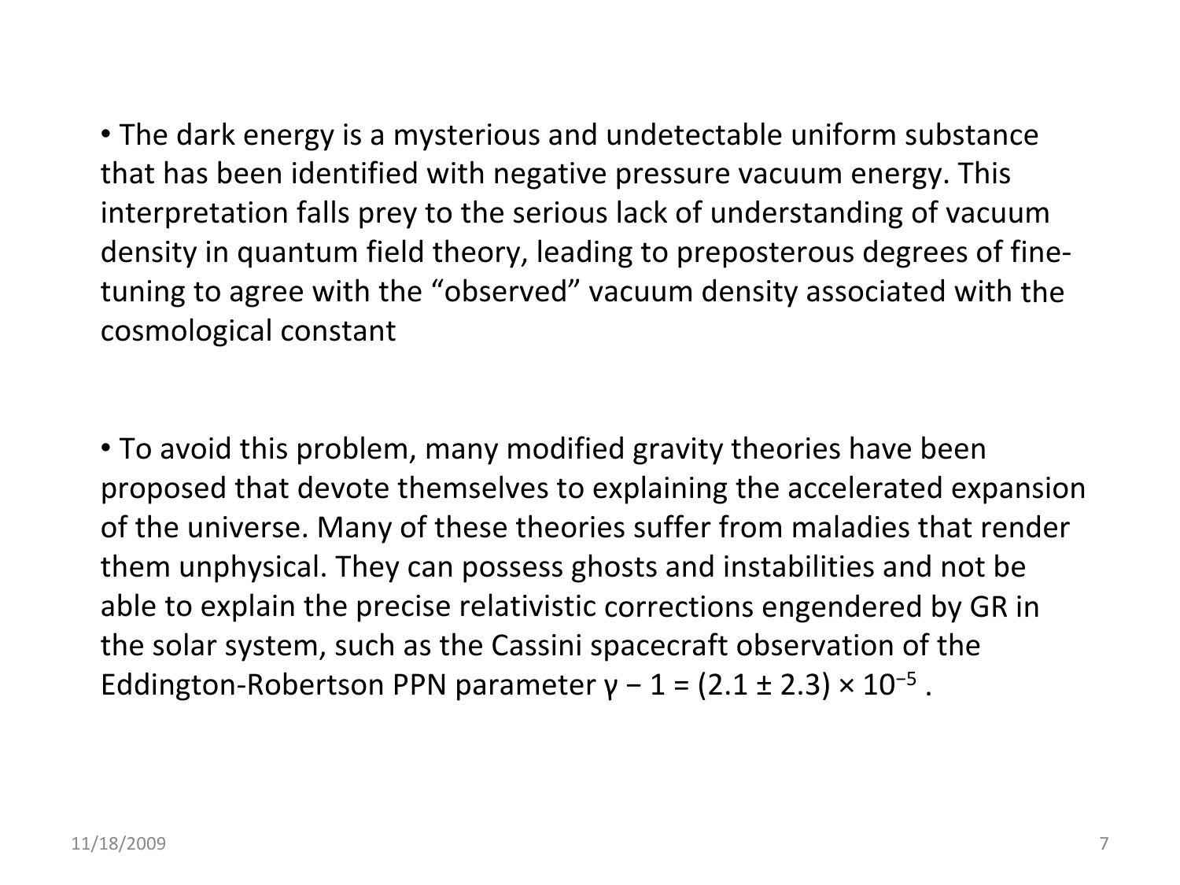- The dark energy is a mysterious and undetectable uniform substance that has been identified with negative pressure vacuum energy. This interpretation falls prey to the serious lack of understanding of vacuum density in quantum field theory, leading to preposterous degrees of fine-tuning to agree with the “observed” vacuum density associated with the cosmological constant

- To avoid this problem, many modified gravity theories have been proposed that devote themselves to explaining the accelerated expansion of the universe. Many of these theories suffer from maladies that render them unphysical. They can possess ghosts and instabilities and not be able to explain the precise relativistic corrections engendered by GR in the solar system, such as the Cassini spacecraft observation of the Eddington-Robertson PPN parameter $\gamma - 1 = (2.1 \pm 2.3) \times 10^{-5}$ .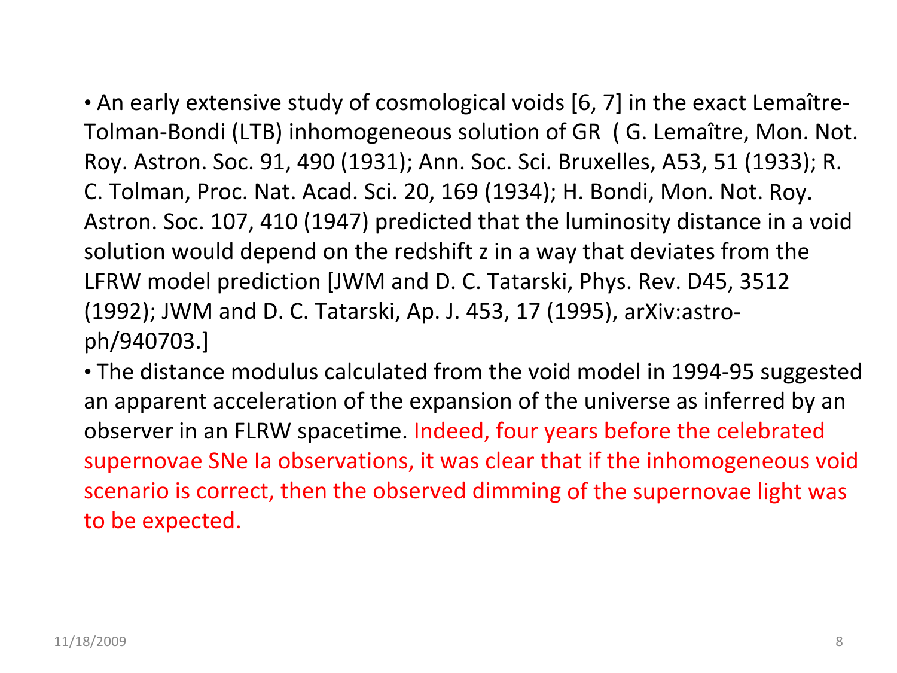- An early extensive study of cosmological voids [6, 7] in the exact Lemaître-Tolman-Bondi (LTB) inhomogeneous solution of GR ( G. Lemaître, Mon. Not. Roy. Astron. Soc. 91, 490 (1931); Ann. Soc. Sci. Bruxelles, A53, 51 (1933); R. C. Tolman, Proc. Nat. Acad. Sci. 20, 169 (1934); H. Bondi, Mon. Not. Roy. Astron. Soc. 107, 410 (1947) predicted that the luminosity distance in a void solution would depend on the redshift z in a way that deviates from the LFRW model prediction [JWM and D. C. Tatarski, Phys. Rev. D45, 3512 (1992); JWM and D. C. Tatarski, Ap. J. 453, 17 (1995), arXiv:astro-ph/940703.]
- The distance modulus calculated from the void model in 1994-95 suggested an apparent acceleration of the expansion of the universe as inferred by an observer in an FLRW spacetime. Indeed, four years before the celebrated supernovae SNe Ia observations, it was clear that if the inhomogeneous void scenario is correct, then the observed dimming of the supernovae light was to be expected.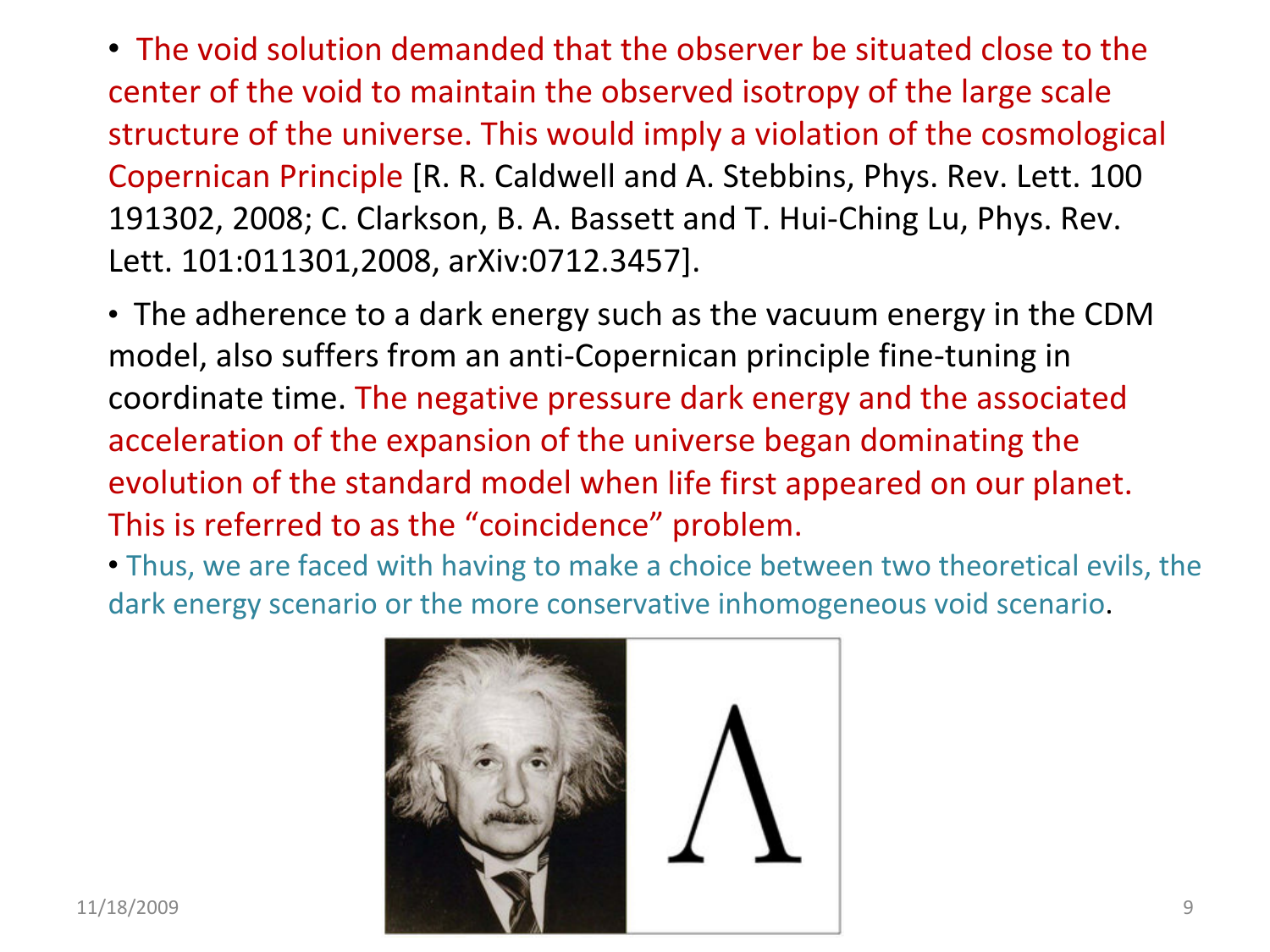- The void solution demanded that the observer be situated close to the center of the void to maintain the observed isotropy of the large scale structure of the universe. This would imply a violation of the cosmological Copernican Principle [R. R. Caldwell and A. Stebbins, Phys. Rev. Lett. 100 191302, 2008; C. Clarkson, B. A. Bassett and T. Hui-Ching Lu, Phys. Rev. Lett. 101:011301,2008, arXiv:0712.3457].

- The adherence to a dark energy such as the vacuum energy in the CDM model, also suffers from an anti-Copernican principle fine-tuning in coordinate time. The negative pressure dark energy and the associated acceleration of the expansion of the universe began dominating the evolution of the standard model when life first appeared on our planet. This is referred to as the “coincidence” problem.

- Thus, we are faced with having to make a choice between two theoretical evils, the dark energy scenario or the more conservative inhomogeneous void scenario.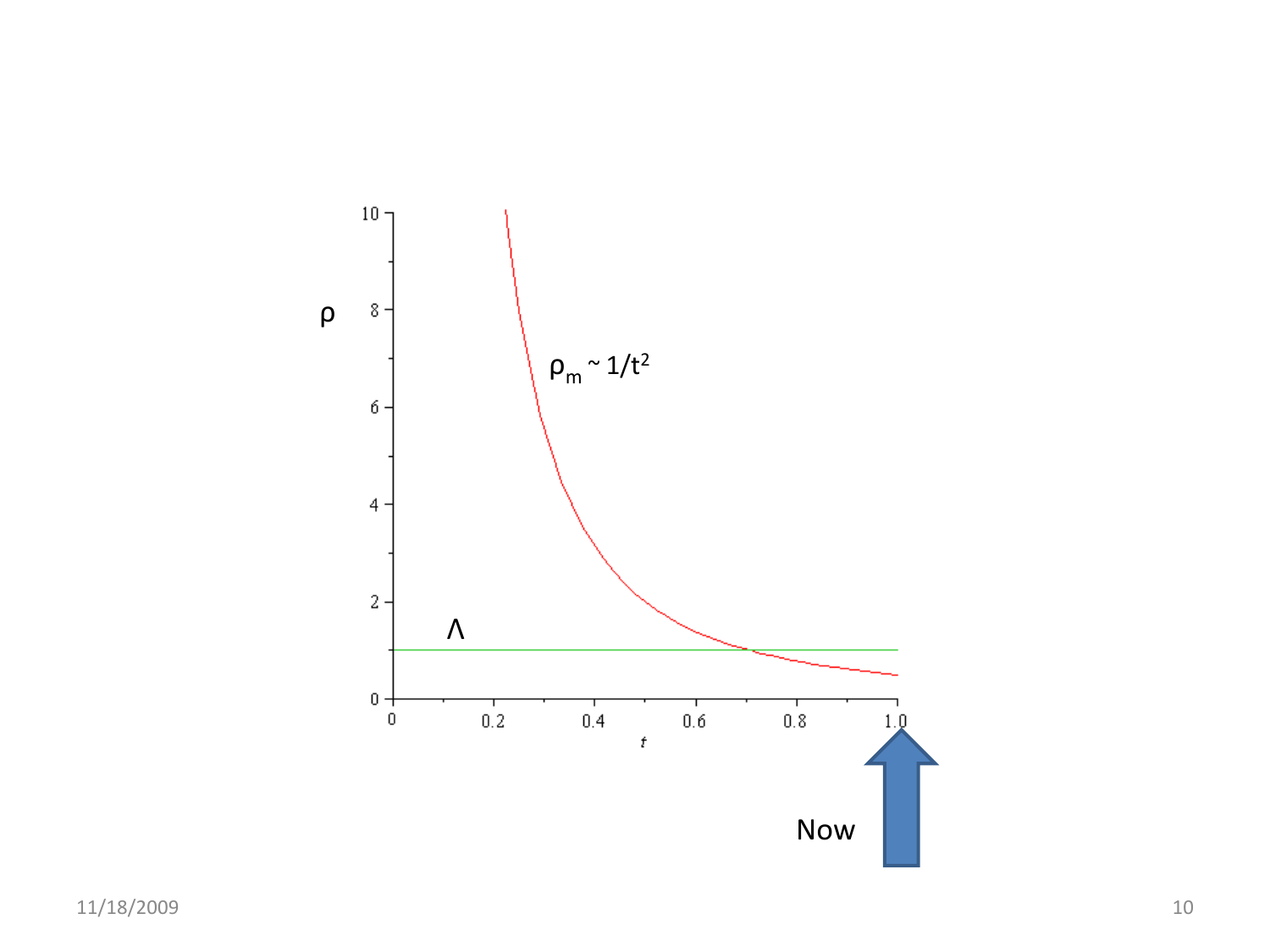$\rho$

$\rho_m \sim 1/t^2$

$\Lambda$

$t$

Now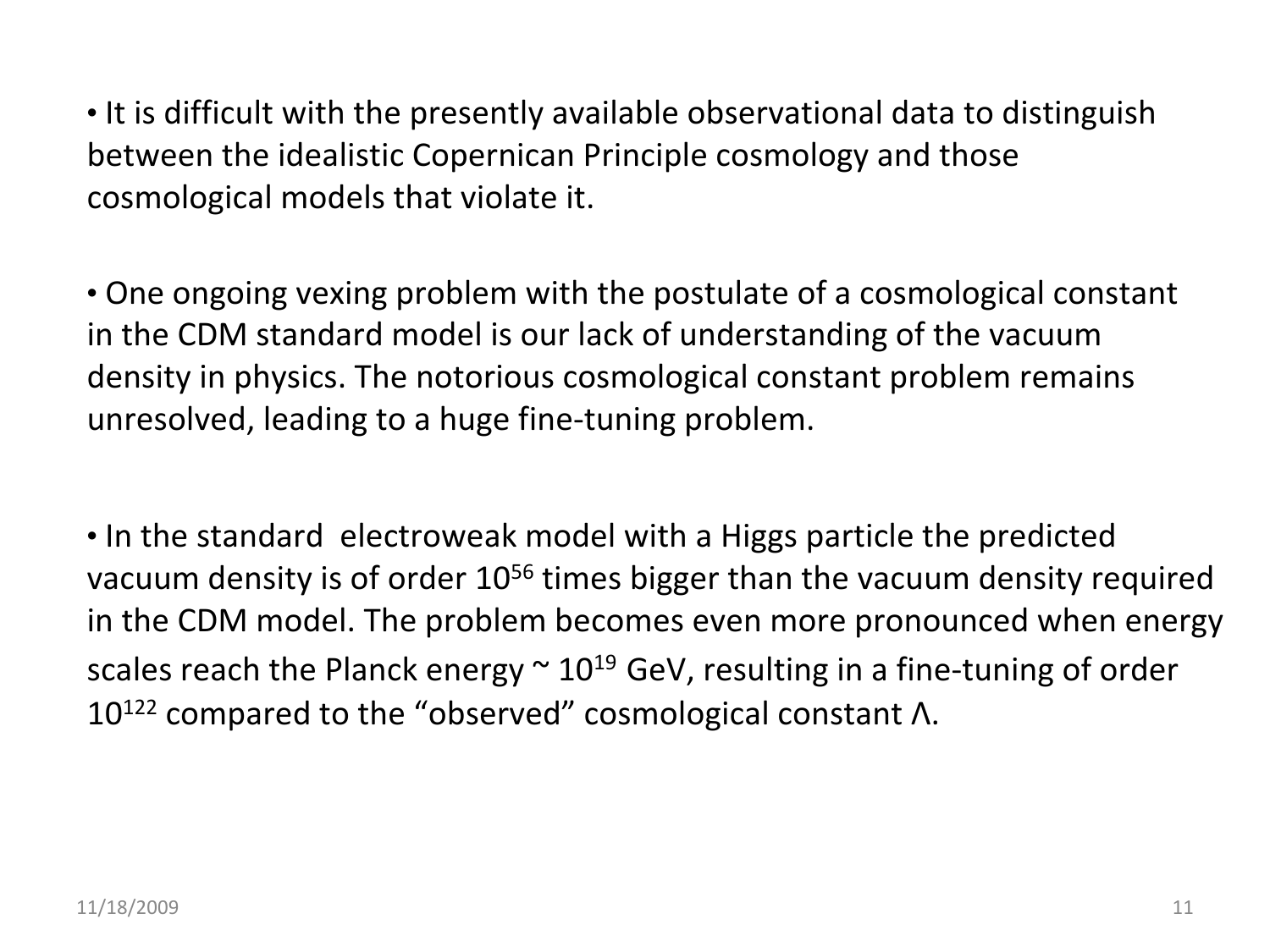- It is difficult with the presently available observational data to distinguish between the idealistic Copernican Principle cosmology and those cosmological models that violate it.

- One ongoing vexing problem with the postulate of a cosmological constant in the CDM standard model is our lack of understanding of the vacuum density in physics. The notorious cosmological constant problem remains unresolved, leading to a huge fine-tuning problem.

- In the standard electroweak model with a Higgs particle the predicted vacuum density is of order $10^{56}$ times bigger than the vacuum density required in the CDM model. The problem becomes even more pronounced when energy scales reach the Planck energy ~ $10^{19}$ GeV, resulting in a fine-tuning of order $10^{122}$ compared to the "observed" cosmological constant $\Lambda$.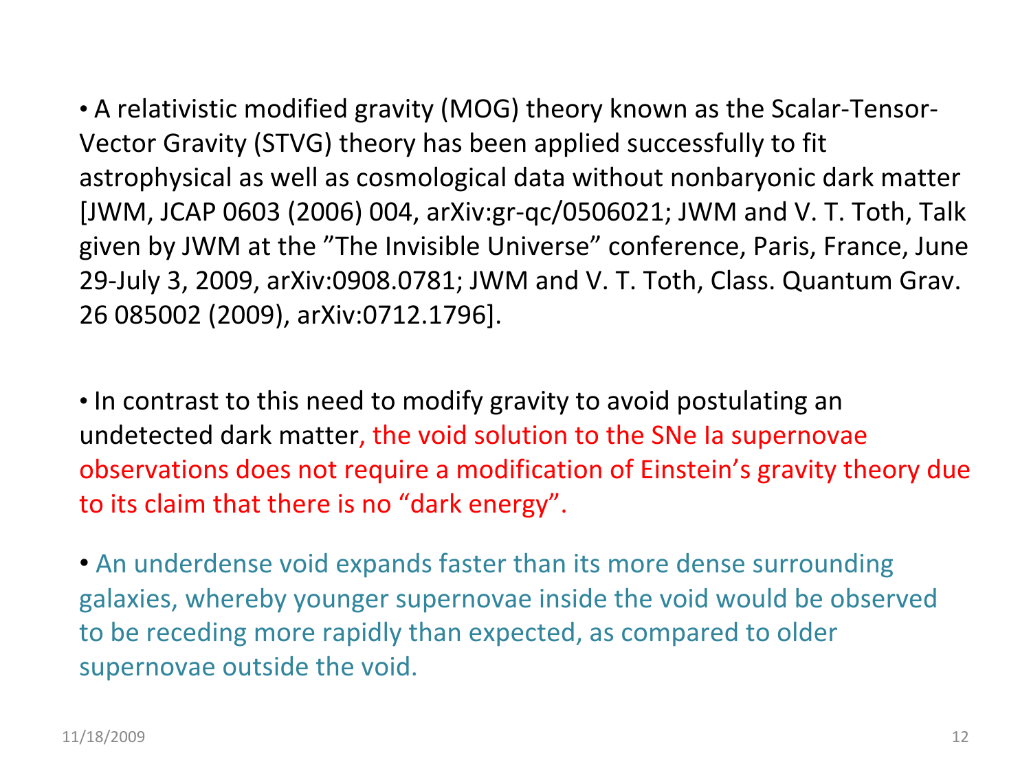- A relativistic modified gravity (MOG) theory known as the Scalar-Tensor-Vector Gravity (STVG) theory has been applied successfully to fit astrophysical as well as cosmological data without nonbaryonic dark matter [JWM, JCAP 0603 (2006) 004, arXiv:gr-qc/0506021; JWM and V. T. Toth, Talk given by JWM at the ”The Invisible Universe” conference, Paris, France, June 29-July 3, 2009, arXiv:0908.0781; JWM and V. T. Toth, Class. Quantum Grav. 26 085002 (2009), arXiv:0712.1796].

- In contrast to this need to modify gravity to avoid postulating an undetected dark matter, the void solution to the SNe Ia supernovae observations does not require a modification of Einstein’s gravity theory due to its claim that there is no “dark energy”.

- An underdense void expands faster than its more dense surrounding galaxies, whereby younger supernovae inside the void would be observed to be receding more rapidly than expected, as compared to older supernovae outside the void.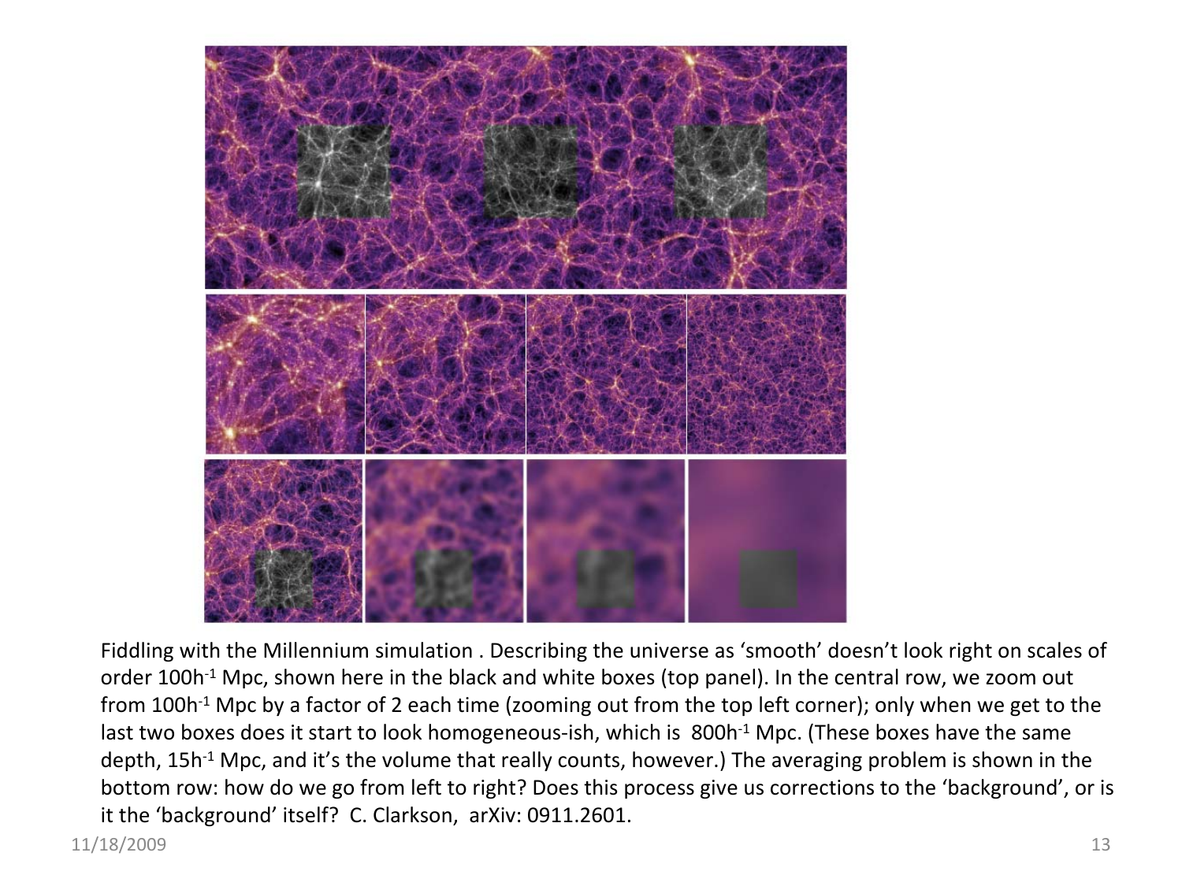Fiddling with the Millennium simulation . Describing the universe as 'smooth' doesn't look right on scales of order $100h^{-1}$ Mpc, shown here in the black and white boxes (top panel). In the central row, we zoom out from $100h^{-1}$ Mpc by a factor of 2 each time (zooming out from the top left corner); only when we get to the last two boxes does it start to look homogeneous-ish, which is $800h^{-1}$ Mpc. (These boxes have the same depth, $15h^{-1}$ Mpc, and it's the volume that really counts, however.) The averaging problem is shown in the bottom row: how do we go from left to right? Does this process give us corrections to the 'background', or is it the 'background' itself? C. Clarkson, arXiv: 0911.2601.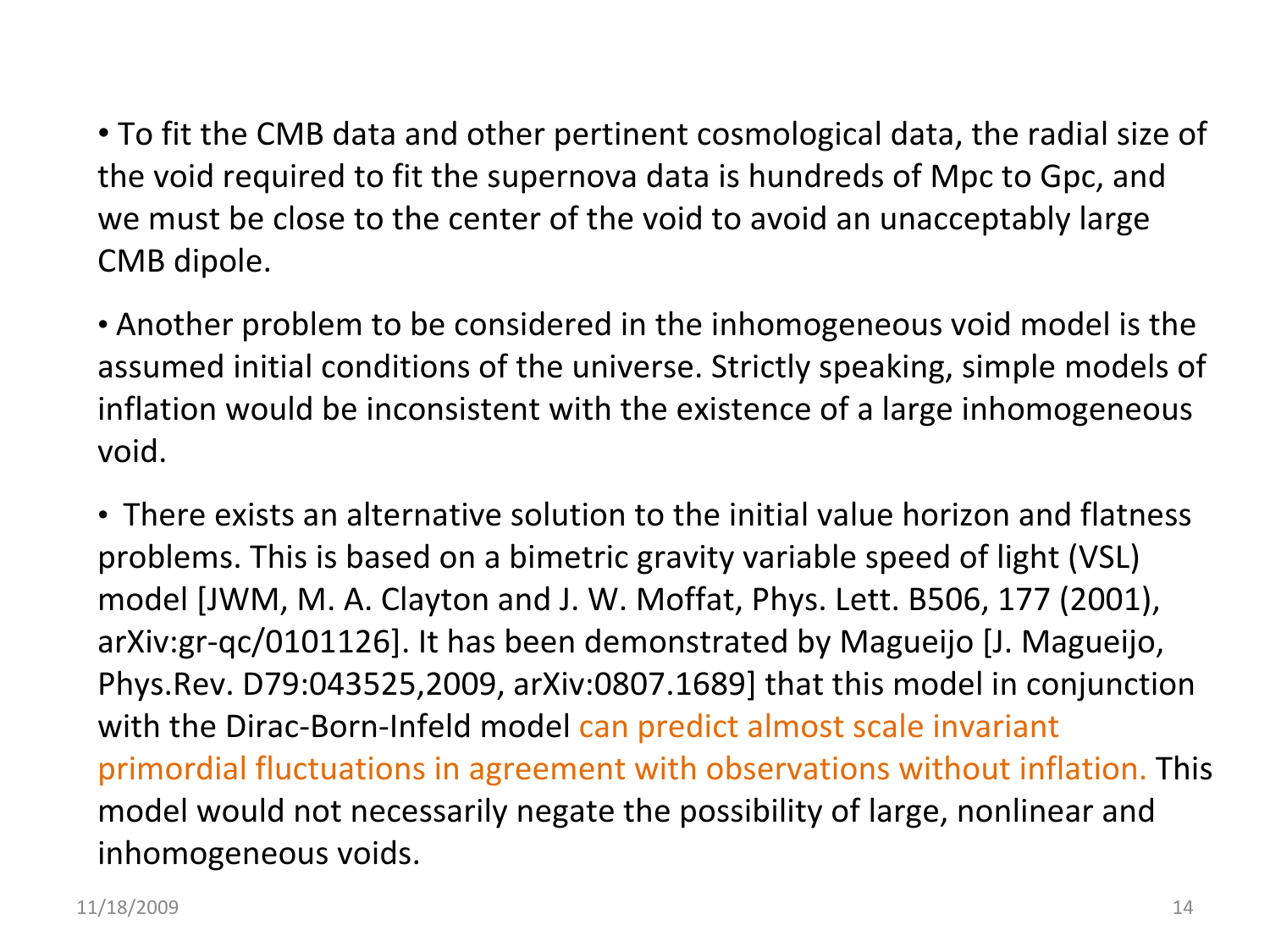- To fit the CMB data and other pertinent cosmological data, the radial size of the void required to fit the supernova data is hundreds of Mpc to Gpc, and we must be close to the center of the void to avoid an unacceptably large CMB dipole.

- Another problem to be considered in the inhomogeneous void model is the assumed initial conditions of the universe. Strictly speaking, simple models of inflation would be inconsistent with the existence of a large inhomogeneous void.

- There exists an alternative solution to the initial value horizon and flatness problems. This is based on a bimetric gravity variable speed of light (VSL) model [JWM, M. A. Clayton and J. W. Moffat, Phys. Lett. B506, 177 (2001), arXiv:gr-qc/0101126]. It has been demonstrated by Magueijo [J. Magueijo, Phys.Rev. D79:043525,2009, arXiv:0807.1689] that this model in conjunction with the Dirac-Born-Infeld model can predict almost scale invariant primordial fluctuations in agreement with observations without inflation. This model would not necessarily negate the possibility of large, nonlinear and inhomogeneous voids.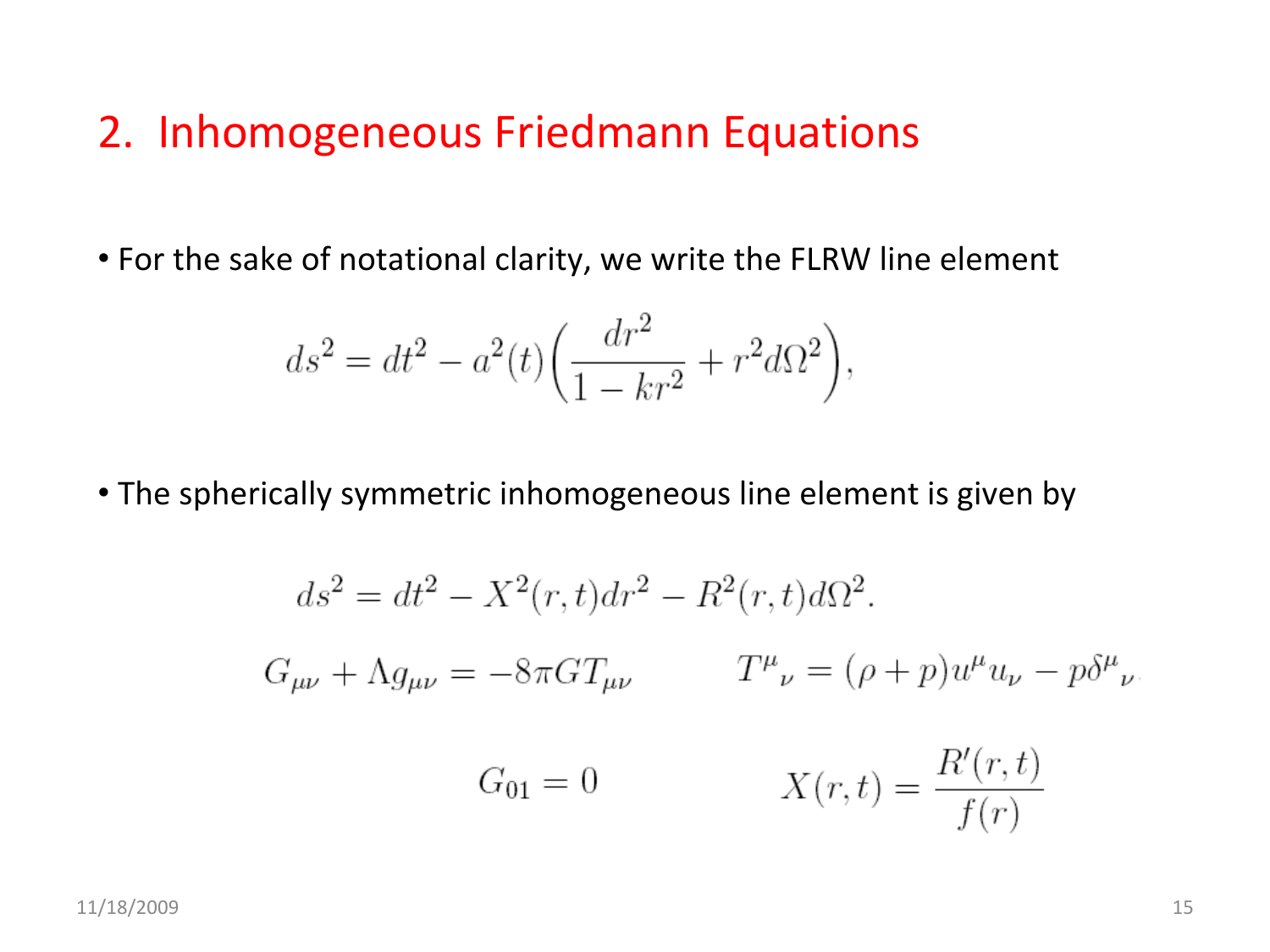## 2. Inhomogeneous Friedmann Equations

- For the sake of notational clarity, we write the FLRW line element

$$ds^2 = dt^2 - a^2(t)\left(\frac{dr^2}{1-kr^2} + r^2 d\Omega^2\right),$$

- The spherically symmetric inhomogeneous line element is given by

$$ds^2 = dt^2 - X^2(r,t)dr^2 - R^2(r,t)d\Omega^2.$$

$$G_{\mu\nu} + \Lambda g_{\mu\nu} = -8\pi G T_{\mu\nu} \qquad T^{\mu}{}_{\nu} = (\rho + p)u^{\mu}u_{\nu} - p\delta^{\mu}{}_{\nu}$$

$$G_{01} = 0 \qquad X(r,t) = \frac{R'(r,t)}{f(r)}$$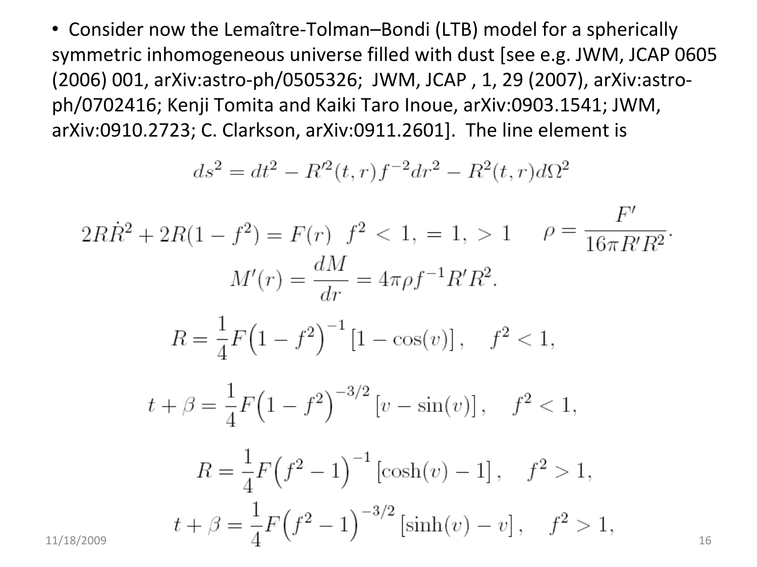- Consider now the Lemaître-Tolman–Bondi (LTB) model for a spherically symmetric inhomogeneous universe filled with dust [see e.g. JWM, JCAP 0605 (2006) 001, arXiv:astro-ph/0505326; JWM, JCAP , 1, 29 (2007), arXiv:astro-ph/0702416; Kenji Tomita and Kaiki Taro Inoue, arXiv:0903.1541; JWM, arXiv:0910.2723; C. Clarkson, arXiv:0911.2601]. The line element is

$$ds^2 = dt^2 - R'^2(t,r) f^{-2} dr^2 - R^2(t,r) d\Omega^2$$

$$2R\dot{R}^2 + 2R(1-f^2) = F(r) \quad f^2 < 1, \, = 1, \, > 1 \qquad \rho = \frac{F'}{16\pi R' R^2}.$$

$$M'(r) = \frac{dM}{dr} = 4\pi\rho f^{-1} R' R^2.$$

$$R = \frac{1}{4} F \left(1 - f^2\right)^{-1} \left[1 - \cos(v)\right], \quad f^2 < 1,$$

$$t + \beta = \frac{1}{4} F \left(1 - f^2\right)^{-3/2} \left[v - \sin(v)\right], \quad f^2 < 1,$$

$$R = \frac{1}{4} F \left(f^2 - 1\right)^{-1} \left[\cosh(v) - 1\right], \quad f^2 > 1,$$

$$t + \beta = \frac{1}{4} F \left(f^2 - 1\right)^{-3/2} \left[\sinh(v) - v\right], \quad f^2 > 1,$$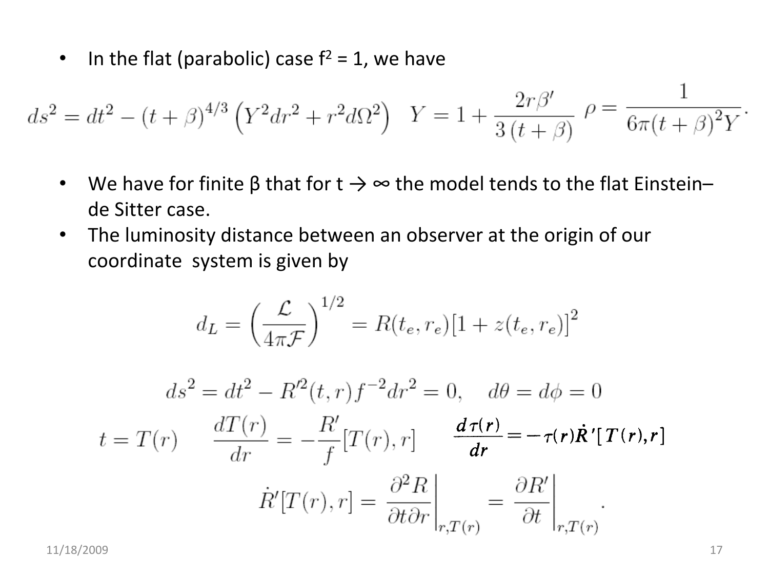- In the flat (parabolic) case $f^2 = 1$, we have

$$ds^2 = dt^2 - (t+\beta)^{4/3}\left(Y^2 dr^2 + r^2 d\Omega^2\right) \quad Y = 1 + \frac{2r\beta'}{3\,(t+\beta)} \quad \rho = \frac{1}{6\pi(t+\beta)^2 Y}.$$

- We have for finite β that for $t \to \infty$ the model tends to the flat Einstein–de Sitter case.
- The luminosity distance between an observer at the origin of our coordinate system is given by

$$d_L = \left(\frac{\mathcal{L}}{4\pi\mathcal{F}}\right)^{1/2} = R(t_e, r_e)[1 + z(t_e, r_e)]^2$$

$$ds^2 = dt^2 - R'^2(t,r) f^{-2} dr^2 = 0, \quad d\theta = d\phi = 0$$

$$t = T(r) \qquad \frac{dT(r)}{dr} = -\frac{R'}{f}[T(r), r] \qquad \frac{d\tau(r)}{dr} = -\tau(r)\dot{R}'[T(r), r]$$

$$\dot{R}'[T(r), r] = \left.\frac{\partial^2 R}{\partial t \partial r}\right|_{r, T(r)} = \left.\frac{\partial R'}{\partial t}\right|_{r, T(r)}.$$

11/18/2009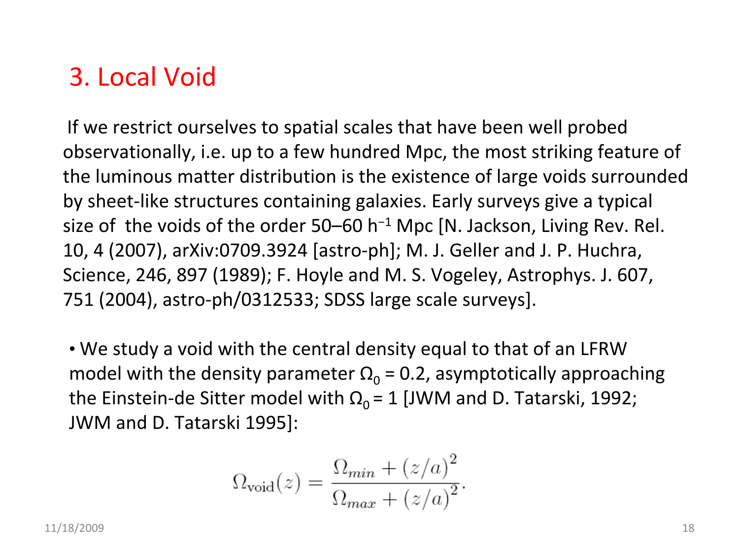## 3. Local Void

If we restrict ourselves to spatial scales that have been well probed observationally, i.e. up to a few hundred Mpc, the most striking feature of the luminous matter distribution is the existence of large voids surrounded by sheet-like structures containing galaxies. Early surveys give a typical size of the voids of the order 50–60 $h^{-1}$ Mpc [N. Jackson, Living Rev. Rel. 10, 4 (2007), arXiv:0709.3924 [astro-ph]; M. J. Geller and J. P. Huchra, Science, 246, 897 (1989); F. Hoyle and M. S. Vogeley, Astrophys. J. 607, 751 (2004), astro-ph/0312533; SDSS large scale surveys].

- We study a void with the central density equal to that of an LFRW model with the density parameter $\Omega_0 = 0.2$, asymptotically approaching the Einstein-de Sitter model with $\Omega_0 = 1$ [JWM and D. Tatarski, 1992; JWM and D. Tatarski 1995]:

$$\Omega_{\rm void}(z) = \frac{\Omega_{min} + (z/a)^2}{\Omega_{max} + (z/a)^2}.$$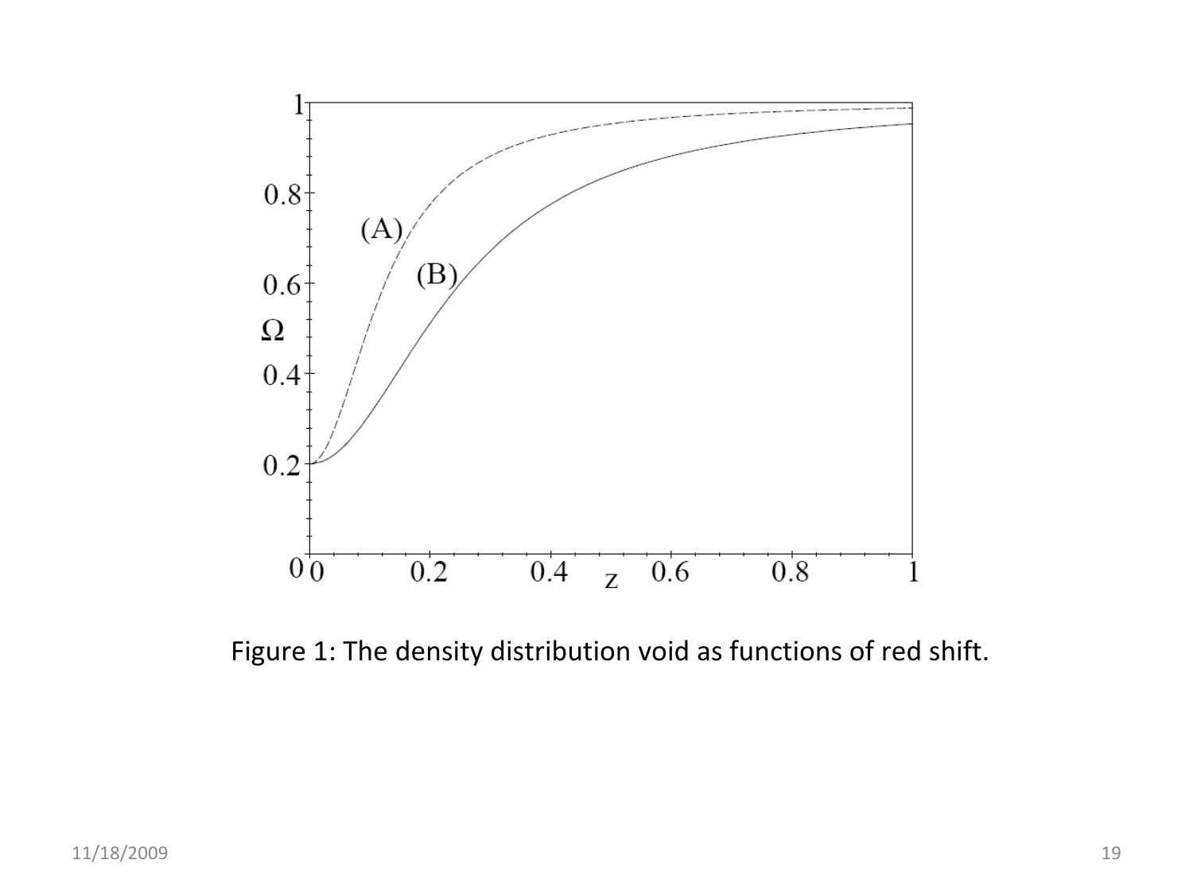Figure 1: The density distribution void as functions of red shift.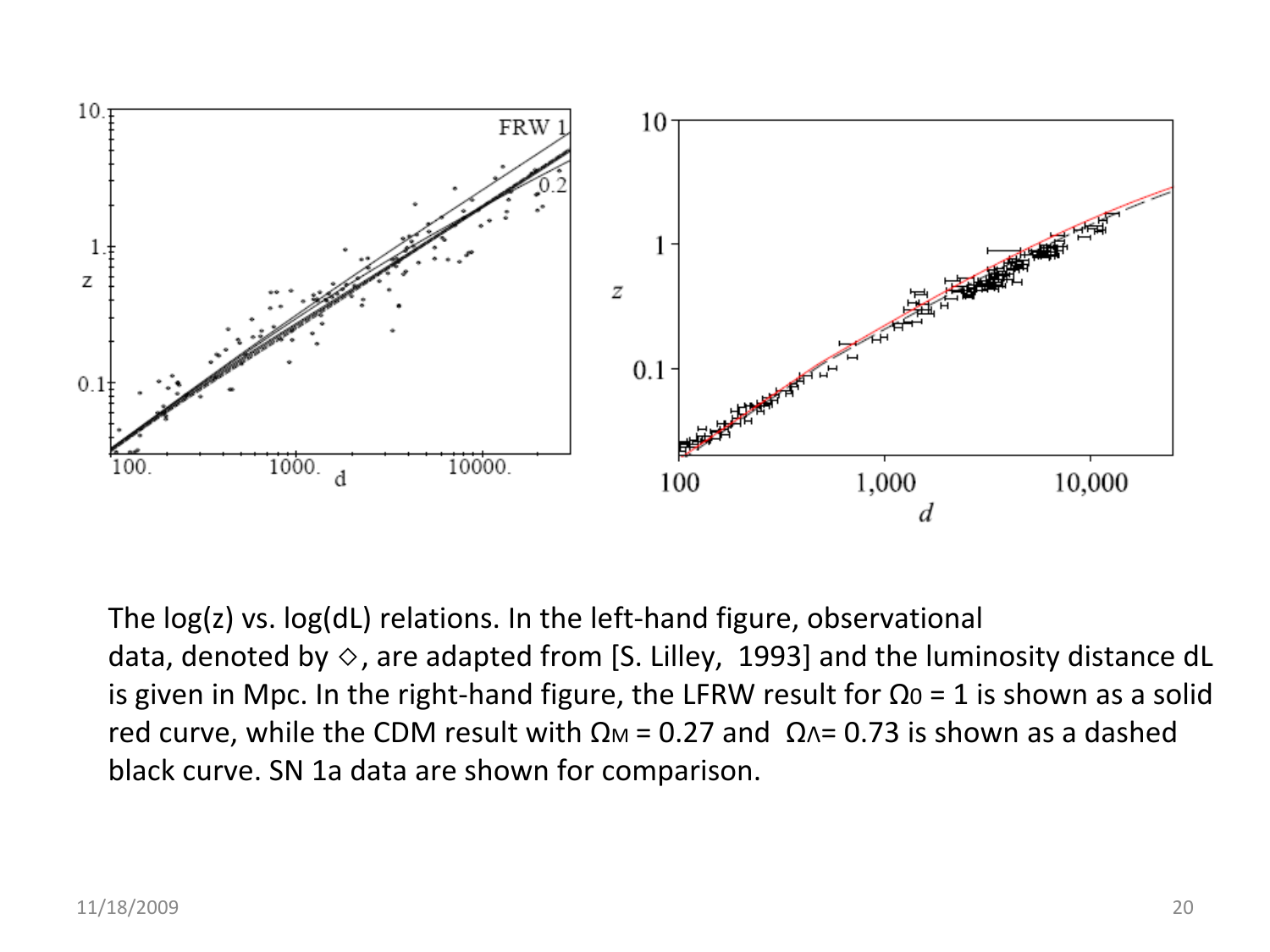The log(z) vs. log(dL) relations. In the left-hand figure, observational data, denoted by ◇, are adapted from [S. Lilley, 1993] and the luminosity distance dL is given in Mpc. In the right-hand figure, the LFRW result for $\Omega_0 = 1$ is shown as a solid red curve, while the CDM result with $\Omega_M = 0.27$ and $\Omega_\Lambda = 0.73$ is shown as a dashed black curve. SN 1a data are shown for comparison.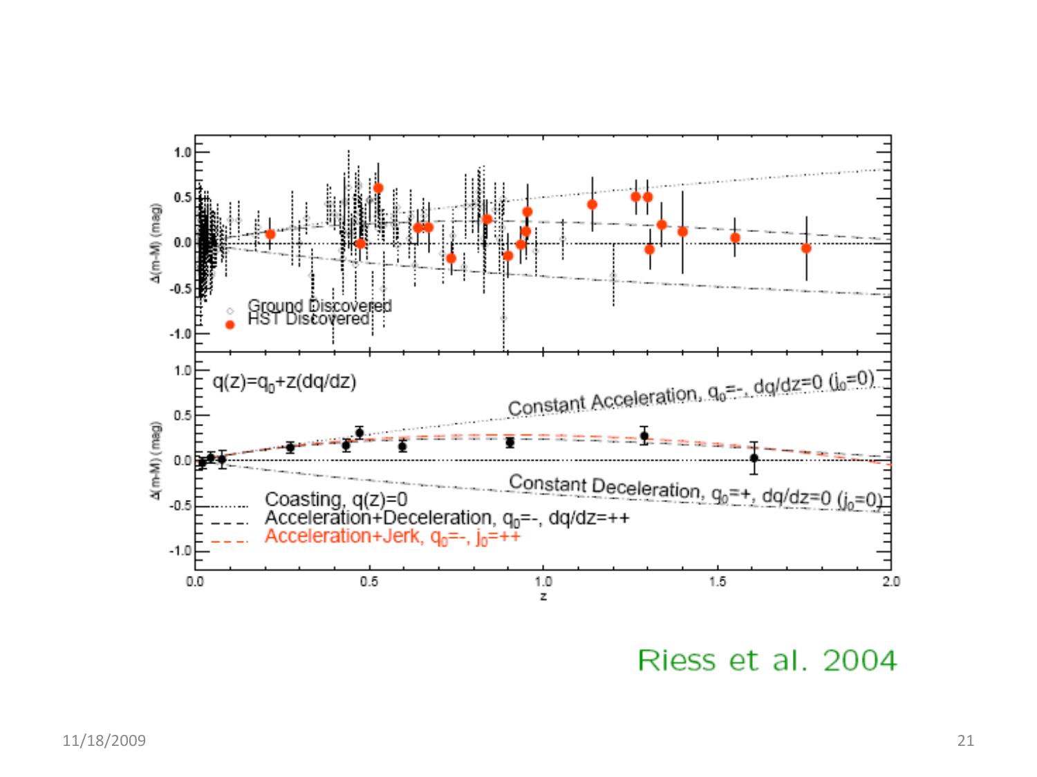$q(z)=q_0+z(dq/dz)$

Constant Acceleration, $q_0$=-, $dq/dz=0$ ($j_0=0$)

Constant Deceleration, $q_0$=+, $dq/dz=0$ ($j_0=0$)

Coasting, $q(z)=0$

Acceleration+Deceleration, $q_0$=-, $dq/dz$=++

Acceleration+Jerk, $q_0$=-, $j_0$=++

Ground Discovered

HST Discovered

Riess et al. 2004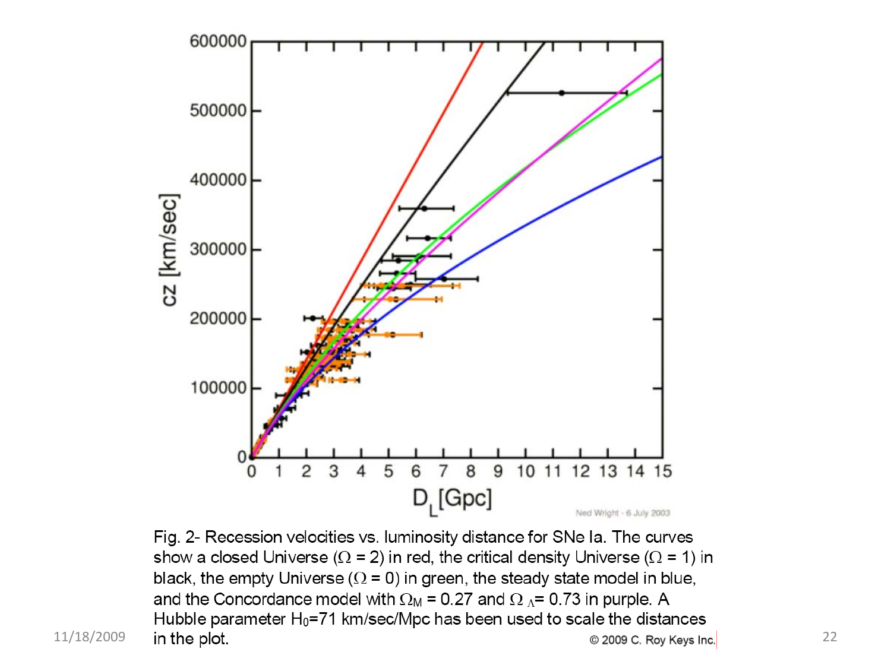Fig. 2- Recession velocities vs. luminosity distance for SNe Ia. The curves show a closed Universe ($\Omega$ = 2) in red, the critical density Universe ($\Omega$ = 1) in black, the empty Universe ($\Omega$ = 0) in green, the steady state model in blue, and the Concordance model with $\Omega_M$ = 0.27 and $\Omega_\Lambda$= 0.73 in purple. A Hubble parameter $H_0$=71 km/sec/Mpc has been used to scale the distances in the plot.

© 2009 C. Roy Keys Inc.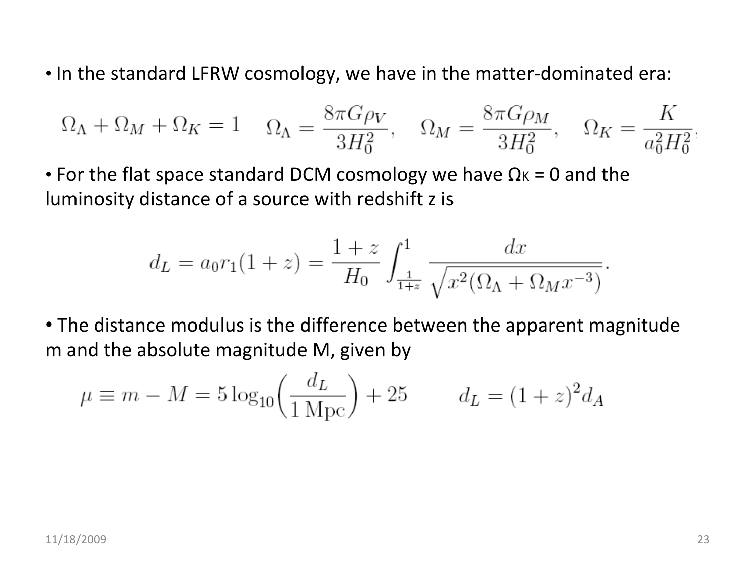- In the standard LFRW cosmology, we have in the matter-dominated era:

$$\Omega_\Lambda + \Omega_M + \Omega_K = 1 \quad \Omega_\Lambda = \frac{8\pi G \rho_V}{3H_0^2}, \quad \Omega_M = \frac{8\pi G \rho_M}{3H_0^2}, \quad \Omega_K = \frac{K}{a_0^2 H_0^2}$$

- For the flat space standard DCM cosmology we have $\Omega_K = 0$ and the luminosity distance of a source with redshift z is

$$d_L = a_0 r_1 (1+z) = \frac{1+z}{H_0} \int_{\frac{1}{1+z}}^{1} \frac{dx}{\sqrt{x^2(\Omega_\Lambda + \Omega_M x^{-3})}}.$$

- The distance modulus is the difference between the apparent magnitude m and the absolute magnitude M, given by

$$\mu \equiv m - M = 5 \log_{10}\left(\frac{d_L}{1\,\mathrm{Mpc}}\right) + 25 \qquad d_L = (1+z)^2 d_A$$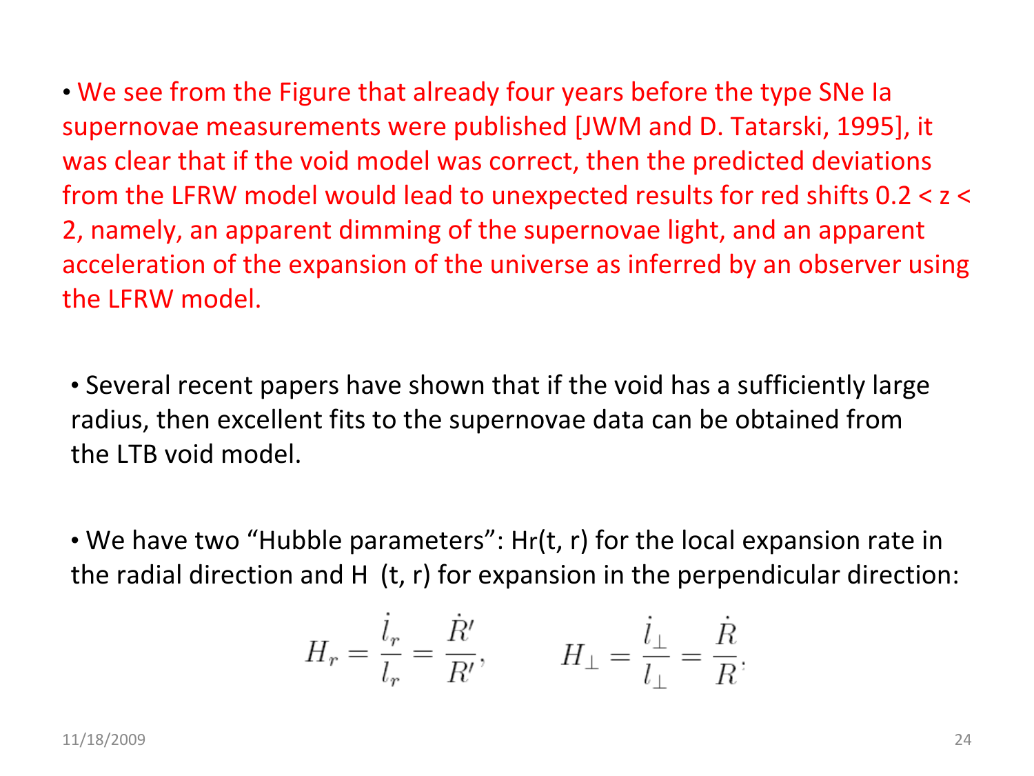- We see from the Figure that already four years before the type SNe Ia supernovae measurements were published [JWM and D. Tatarski, 1995], it was clear that if the void model was correct, then the predicted deviations from the LFRW model would lead to unexpected results for red shifts $0.2 < z < 2$, namely, an apparent dimming of the supernovae light, and an apparent acceleration of the expansion of the universe as inferred by an observer using the LFRW model.

- Several recent papers have shown that if the void has a sufficiently large radius, then excellent fits to the supernovae data can be obtained from the LTB void model.

- We have two "Hubble parameters": $H_r(t, r)$ for the local expansion rate in the radial direction and $H_\perp(t, r)$ for expansion in the perpendicular direction:

$$H_r = \frac{\dot{l}_r}{l_r} = \frac{\dot{R}'}{R'}, \qquad H_\perp = \frac{\dot{l}_\perp}{l_\perp} = \frac{\dot{R}}{R}.$$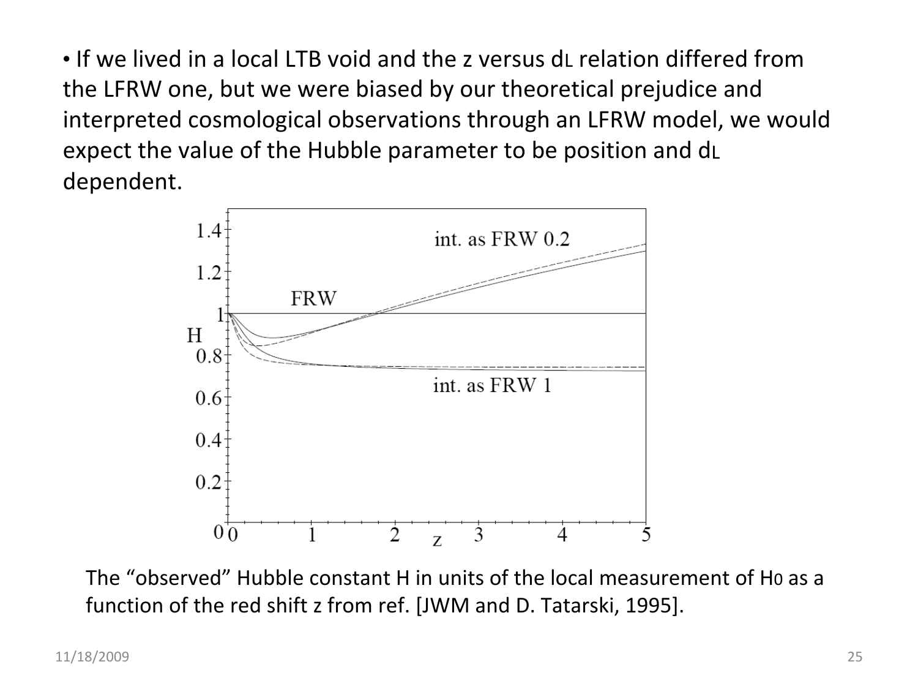- If we lived in a local LTB void and the z versus $d_L$ relation differed from the LFRW one, but we were biased by our theoretical prejudice and interpreted cosmological observations through an LFRW model, we would expect the value of the Hubble parameter to be position and $d_L$ dependent.

The "observed" Hubble constant H in units of the local measurement of $H_0$ as a function of the red shift z from ref. [JWM and D. Tatarski, 1995].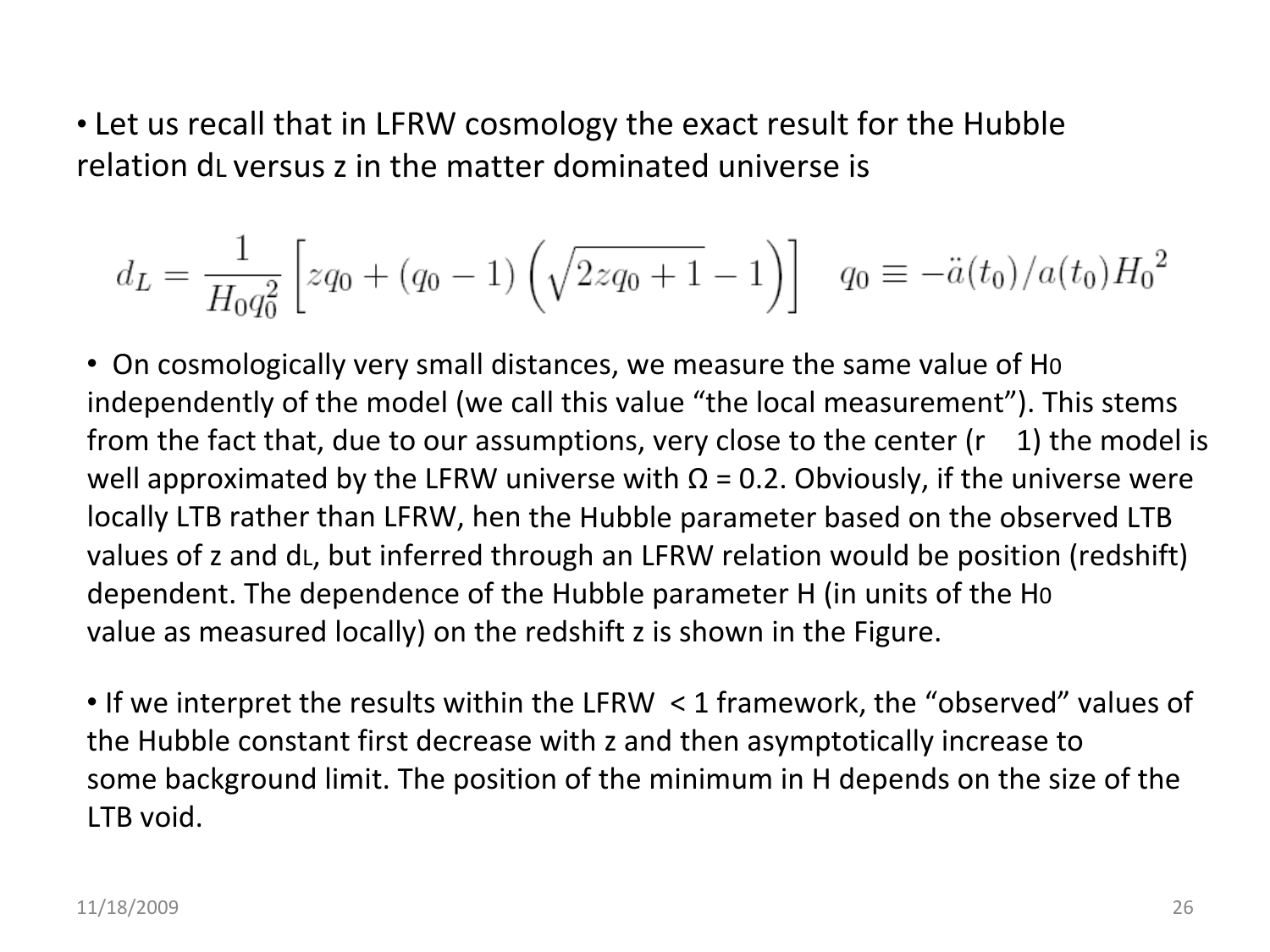- Let us recall that in LFRW cosmology the exact result for the Hubble relation $d_L$ versus z in the matter dominated universe is

$$d_L = \frac{1}{H_0 q_0^2}\left[z q_0 + (q_0 - 1)\left(\sqrt{2 z q_0 + 1} - 1\right)\right] \quad q_0 \equiv -\ddot{a}(t_0)/a(t_0) H_0{}^2$$

- On cosmologically very small distances, we measure the same value of $H_0$ independently of the model (we call this value "the local measurement"). This stems from the fact that, due to our assumptions, very close to the center (r 1) the model is well approximated by the LFRW universe with Ω = 0.2. Obviously, if the universe were locally LTB rather than LFRW, hen the Hubble parameter based on the observed LTB values of z and $d_L$, but inferred through an LFRW relation would be position (redshift) dependent. The dependence of the Hubble parameter H (in units of the $H_0$ value as measured locally) on the redshift z is shown in the Figure.

- If we interpret the results within the LFRW < 1 framework, the "observed" values of the Hubble constant first decrease with z and then asymptotically increase to some background limit. The position of the minimum in H depends on the size of the LTB void.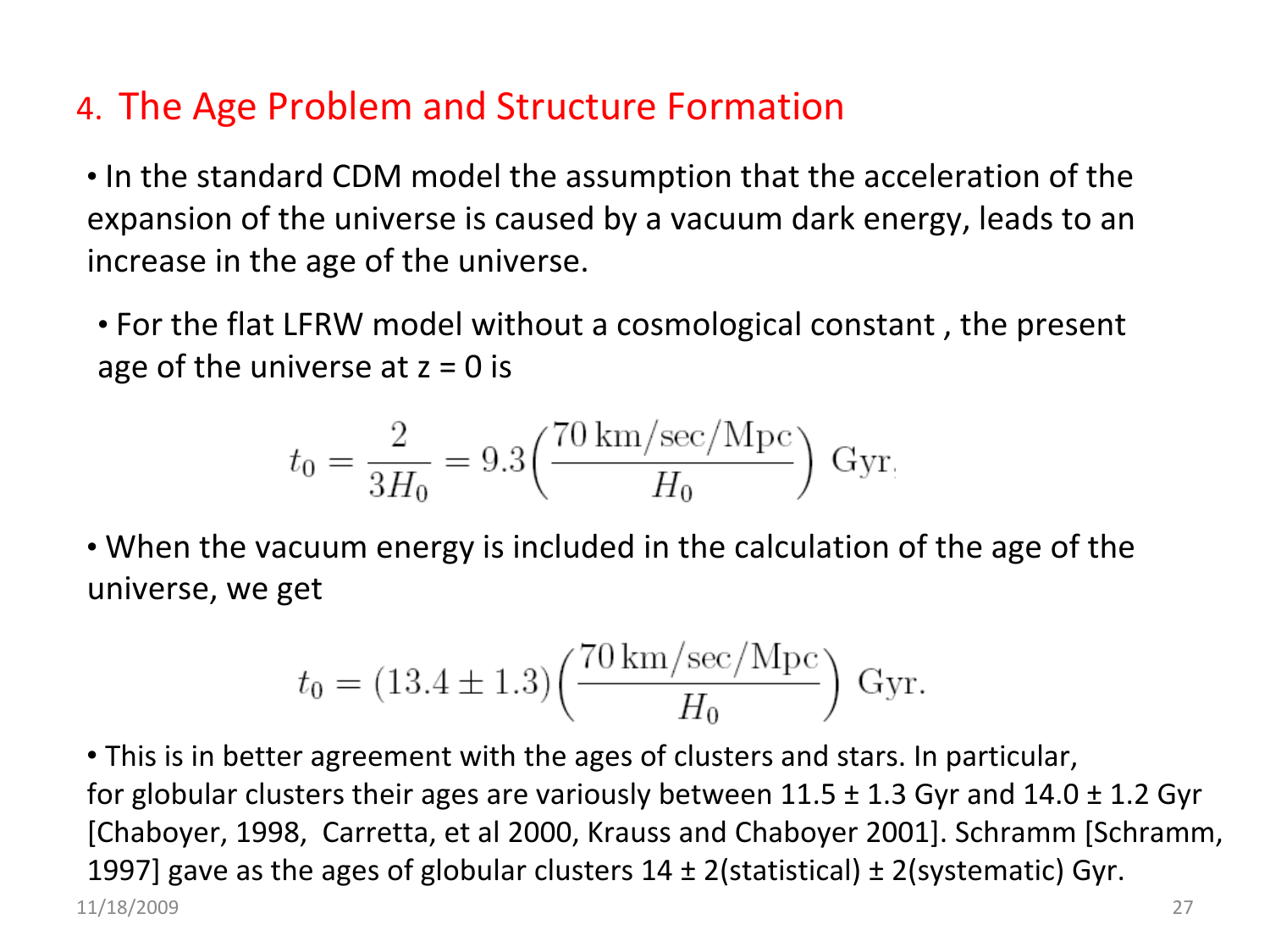## 4. The Age Problem and Structure Formation

- In the standard CDM model the assumption that the acceleration of the expansion of the universe is caused by a vacuum dark energy, leads to an increase in the age of the universe.

- For the flat LFRW model without a cosmological constant , the present age of the universe at z = 0 is

$$t_0 = \frac{2}{3H_0} = 9.3\left(\frac{70\,\mathrm{km/sec/Mpc}}{H_0}\right)\ \mathrm{Gyr},$$

- When the vacuum energy is included in the calculation of the age of the universe, we get

$$t_0 = (13.4 \pm 1.3)\left(\frac{70\,\mathrm{km/sec/Mpc}}{H_0}\right)\ \mathrm{Gyr}.$$

- This is in better agreement with the ages of clusters and stars. In particular, for globular clusters their ages are variously between 11.5 ± 1.3 Gyr and 14.0 ± 1.2 Gyr [Chaboyer, 1998, Carretta, et al 2000, Krauss and Chaboyer 2001]. Schramm [Schramm, 1997] gave as the ages of globular clusters 14 ± 2(statistical) ± 2(systematic) Gyr.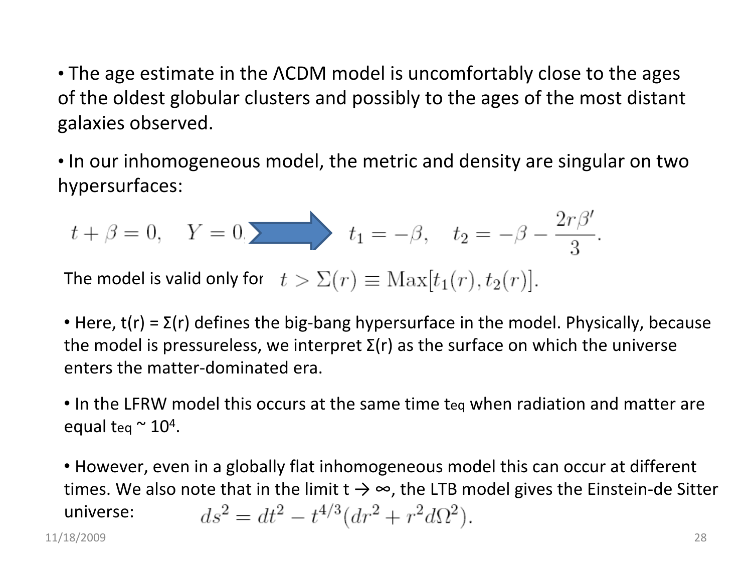- The age estimate in the ΛCDM model is uncomfortably close to the ages of the oldest globular clusters and possibly to the ages of the most distant galaxies observed.

- In our inhomogeneous model, the metric and density are singular on two hypersurfaces:

$$t + \beta = 0, \quad Y = 0 \quad \Rightarrow \quad t_1 = -\beta, \quad t_2 = -\beta - \frac{2r\beta'}{3}.$$

The model is valid only for $t > \Sigma(r) \equiv \mathrm{Max}[t_1(r), t_2(r)]$.

- Here, $t(r) = \Sigma(r)$ defines the big-bang hypersurface in the model. Physically, because the model is pressureless, we interpret $\Sigma(r)$ as the surface on which the universe enters the matter-dominated era.

- In the LFRW model this occurs at the same time $t_{eq}$ when radiation and matter are equal $t_{eq} \sim 10^4$.

- However, even in a globally flat inhomogeneous model this can occur at different times. We also note that in the limit $t \to \infty$, the LTB model gives the Einstein-de Sitter universe:

$$ds^2 = dt^2 - t^{4/3}(dr^2 + r^2 d\Omega^2).$$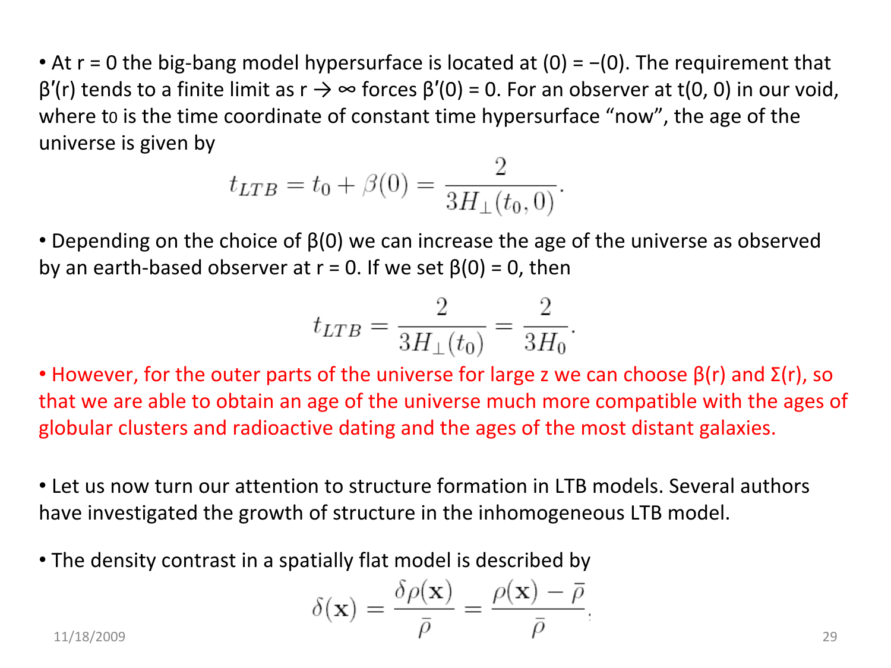- At r = 0 the big-bang model hypersurface is located at (0) = −(0). The requirement that $\beta'(r)$ tends to a finite limit as $r \to \infty$ forces $\beta'(0) = 0$. For an observer at t(0, 0) in our void, where $t_0$ is the time coordinate of constant time hypersurface "now", the age of the universe is given by

$$t_{LTB} = t_0 + \beta(0) = \frac{2}{3H_\perp(t_0, 0)}.$$

- Depending on the choice of $\beta(0)$ we can increase the age of the universe as observed by an earth-based observer at r = 0. If we set $\beta(0) = 0$, then

$$t_{LTB} = \frac{2}{3H_\perp(t_0)} = \frac{2}{3H_0}.$$

- However, for the outer parts of the universe for large z we can choose $\beta(r)$ and $\Sigma(r)$, so that we are able to obtain an age of the universe much more compatible with the ages of globular clusters and radioactive dating and the ages of the most distant galaxies.

- Let us now turn our attention to structure formation in LTB models. Several authors have investigated the growth of structure in the inhomogeneous LTB model.

- The density contrast in a spatially flat model is described by

$$\delta(\mathbf{x}) = \frac{\delta\rho(\mathbf{x})}{\bar{\rho}} = \frac{\rho(\mathbf{x}) - \bar{\rho}}{\bar{\rho}},$$

11/18/2009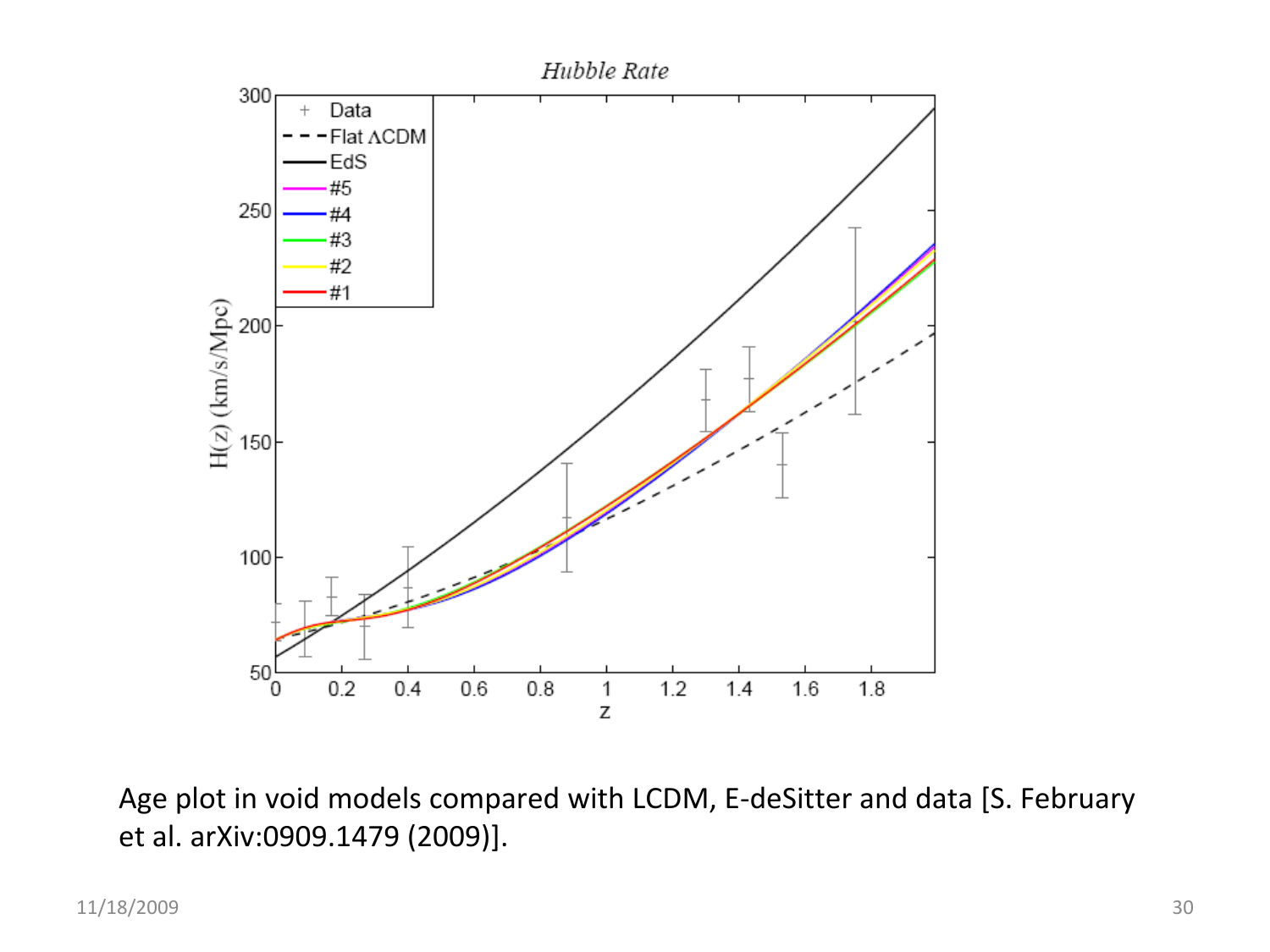Age plot in void models compared with LCDM, E-deSitter and data [S. February et al. arXiv:0909.1479 (2009)].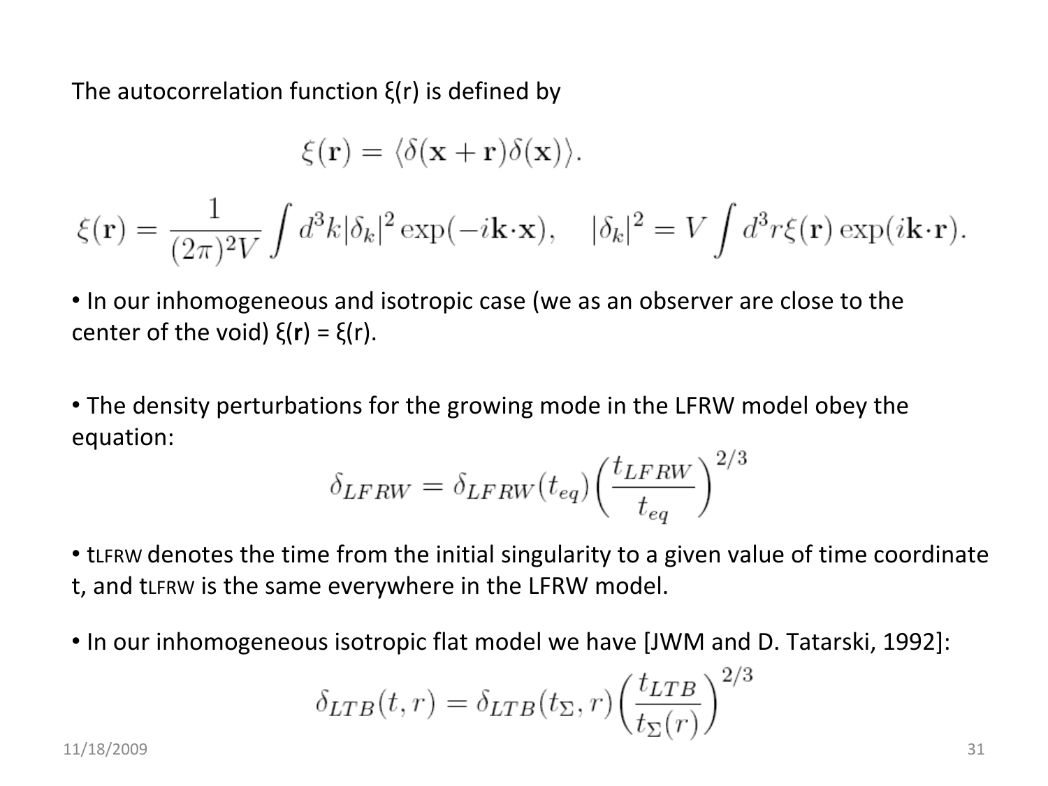The autocorrelation function ξ(r) is defined by

$$\xi(\mathbf{r}) = \langle \delta(\mathbf{x}+\mathbf{r})\delta(\mathbf{x})\rangle.$$

$$\xi(\mathbf{r}) = \frac{1}{(2\pi)^2 V}\int d^3k |\delta_k|^2 \exp(-i\mathbf{k}\cdot\mathbf{x}), \quad |\delta_k|^2 = V\int d^3r \xi(\mathbf{r}) \exp(i\mathbf{k}\cdot\mathbf{r}).$$

- In our inhomogeneous and isotropic case (we as an observer are close to the center of the void) ξ(**r**) = ξ(r).

- The density perturbations for the growing mode in the LFRW model obey the equation:

$$\delta_{LFRW} = \delta_{LFRW}(t_{eq})\left(\frac{t_{LFRW}}{t_{eq}}\right)^{2/3}$$

- $t_{LFRW}$ denotes the time from the initial singularity to a given value of time coordinate t, and $t_{LFRW}$ is the same everywhere in the LFRW model.

- In our inhomogeneous isotropic flat model we have [JWM and D. Tatarski, 1992]:

$$\delta_{LTB}(t,r) = \delta_{LTB}(t_{\Sigma}, r)\left(\frac{t_{LTB}}{t_{\Sigma}(r)}\right)^{2/3}$$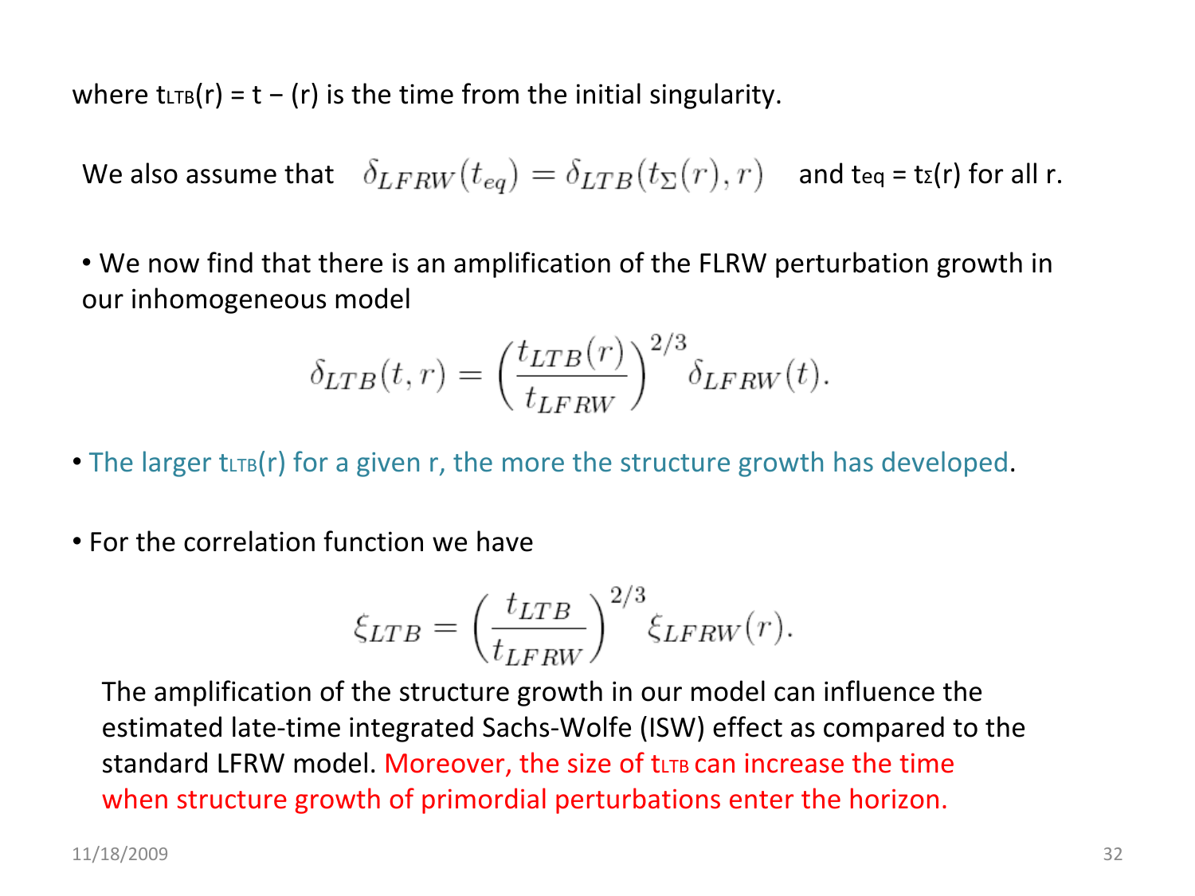where $t_{LTB}(r) = t - (r)$ is the time from the initial singularity.

We also assume that $\delta_{LFRW}(t_{eq}) = \delta_{LTB}(t_{\Sigma}(r), r)$ and $t_{eq} = t_{\Sigma}(r)$ for all r.

- We now find that there is an amplification of the FLRW perturbation growth in our inhomogeneous model

$$\delta_{LTB}(t, r) = \left(\frac{t_{LTB}(r)}{t_{LFRW}}\right)^{2/3} \delta_{LFRW}(t).$$

- The larger $t_{LTB}(r)$ for a given r, the more the structure growth has developed.

- For the correlation function we have

$$\xi_{LTB} = \left(\frac{t_{LTB}}{t_{LFRW}}\right)^{2/3} \xi_{LFRW}(r).$$

The amplification of the structure growth in our model can influence the estimated late-time integrated Sachs-Wolfe (ISW) effect as compared to the standard LFRW model. Moreover, the size of $t_{LTB}$ can increase the time when structure growth of primordial perturbations enter the horizon.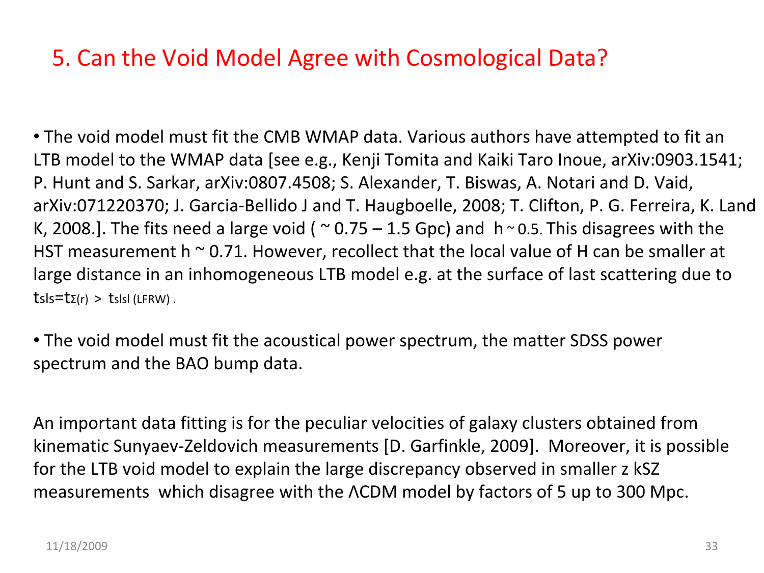## 5. Can the Void Model Agree with Cosmological Data?

- The void model must fit the CMB WMAP data. Various authors have attempted to fit an LTB model to the WMAP data [see e.g., Kenji Tomita and Kaiki Taro Inoue, arXiv:0903.1541; P. Hunt and S. Sarkar, arXiv:0807.4508; S. Alexander, T. Biswas, A. Notari and D. Vaid, arXiv:071220370; J. Garcia-Bellido J and T. Haugboelle, 2008; T. Clifton, P. G. Ferreira, K. Land K, 2008.]. The fits need a large void ( ~ 0.75 – 1.5 Gpc) and h ~ 0.5. This disagrees with the HST measurement h ~ 0.71. However, recollect that the local value of H can be smaller at large distance in an inhomogeneous LTB model e.g. at the surface of last scattering due to $t_{sls}=t_{\Sigma(r)} > t_{slsl\ (LFRW)}$.

- The void model must fit the acoustical power spectrum, the matter SDSS power spectrum and the BAO bump data.

An important data fitting is for the peculiar velocities of galaxy clusters obtained from kinematic Sunyaev-Zeldovich measurements [D. Garfinkle, 2009]. Moreover, it is possible for the LTB void model to explain the large discrepancy observed in smaller z kSZ measurements which disagree with the ΛCDM model by factors of 5 up to 300 Mpc.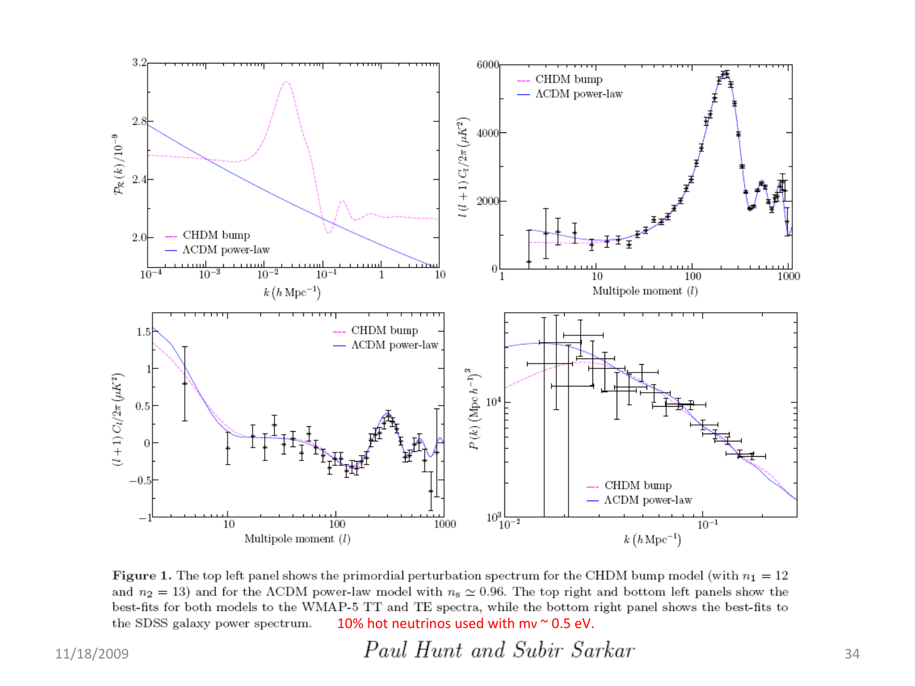**Figure 1.** The top left panel shows the primordial perturbation spectrum for the CHDM bump model (with $n_1 = 12$ and $n_2 = 13$) and for the ΛCDM power-law model with $n_s \simeq 0.96$. The top right and bottom left panels show the best-fits for both models to the WMAP-5 TT and TE spectra, while the bottom right panel shows the best-fits to the SDSS galaxy power spectrum. 10% hot neutrinos used with $m_\nu \sim 0.5$ eV.

*Paul Hunt and Subir Sarkar*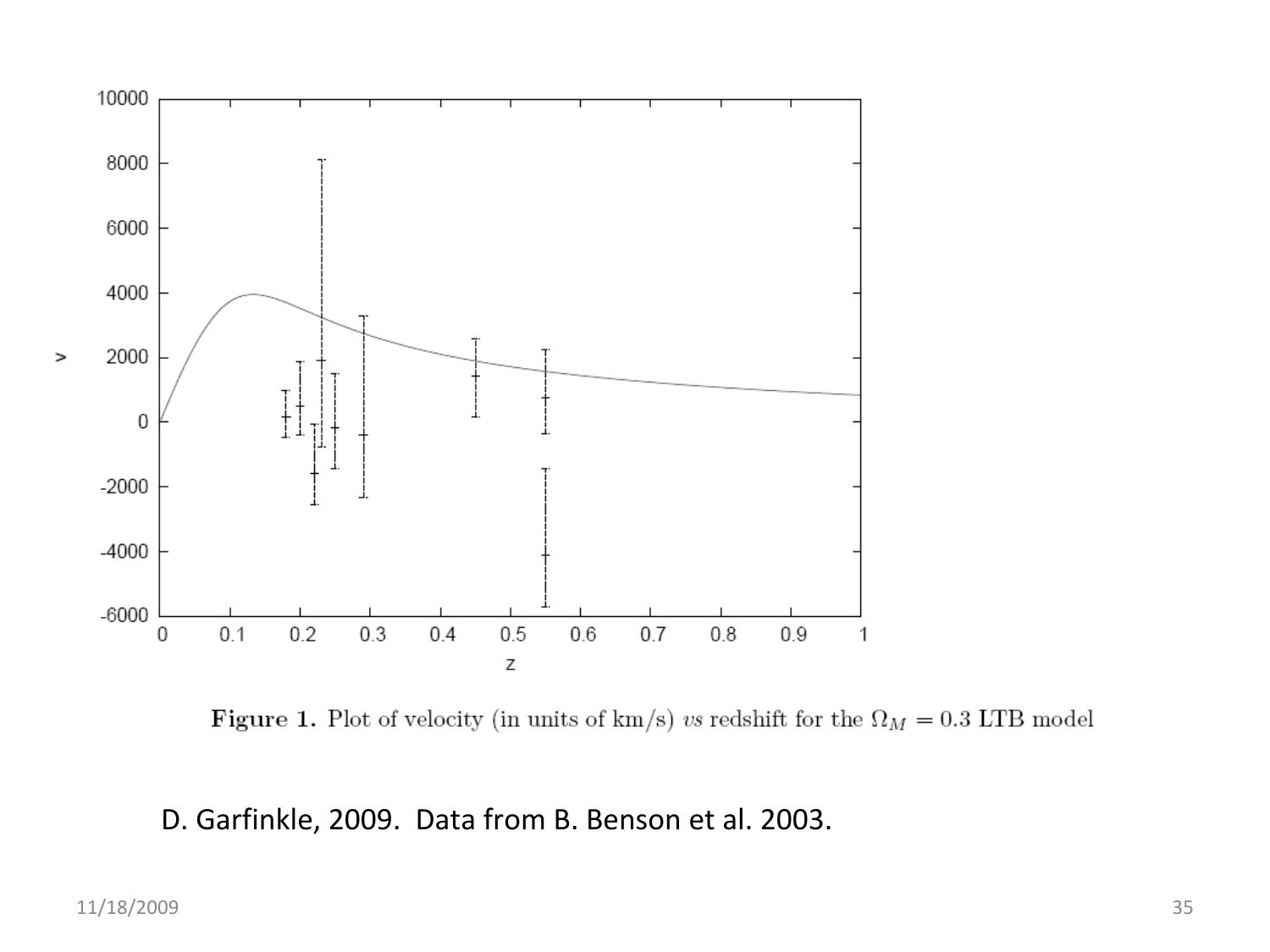**Figure 1.** Plot of velocity (in units of km/s) *vs* redshift for the $\Omega_M = 0.3$ LTB model

D. Garfinkle, 2009. Data from B. Benson et al. 2003.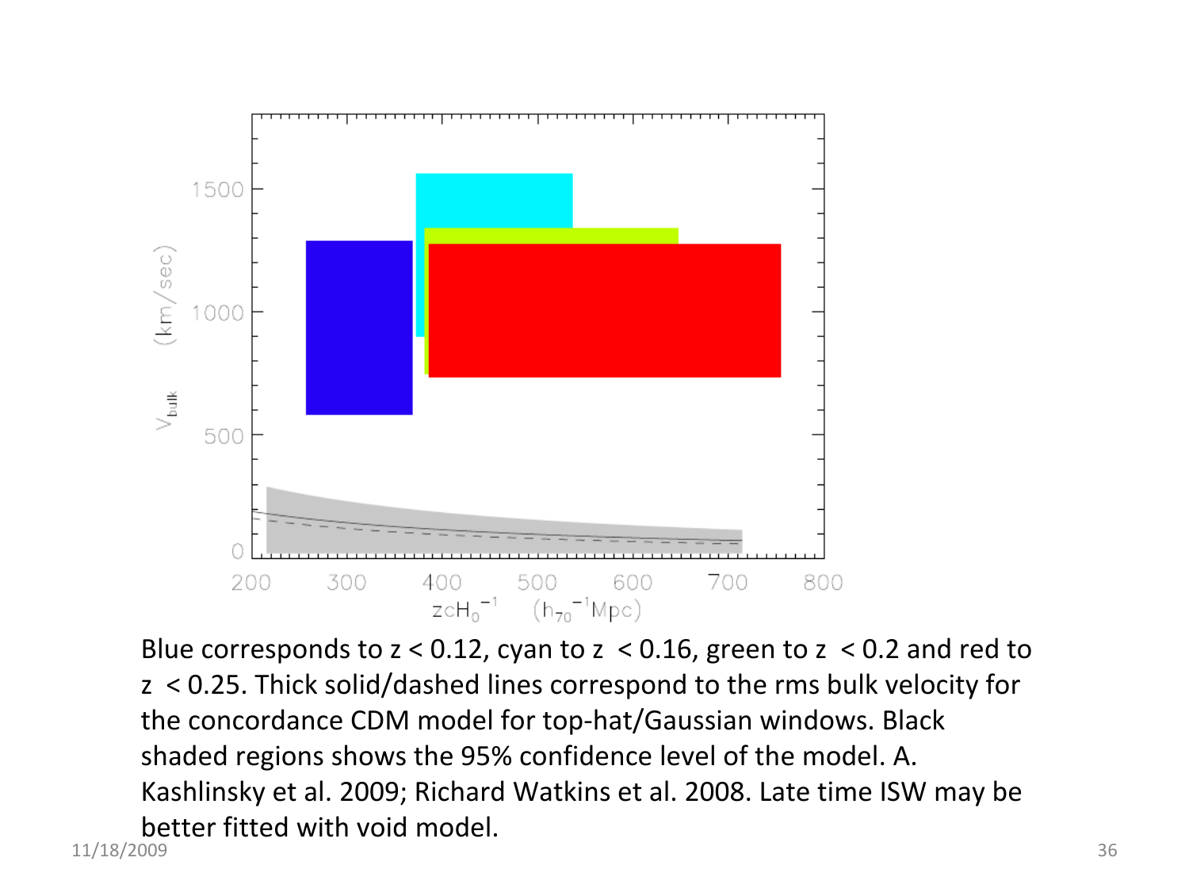Blue corresponds to $z < 0.12$, cyan to $z < 0.16$, green to $z < 0.2$ and red to $z < 0.25$. Thick solid/dashed lines correspond to the rms bulk velocity for the concordance CDM model for top-hat/Gaussian windows. Black shaded regions shows the 95% confidence level of the model. A. Kashlinsky et al. 2009; Richard Watkins et al. 2008. Late time ISW may be better fitted with void model.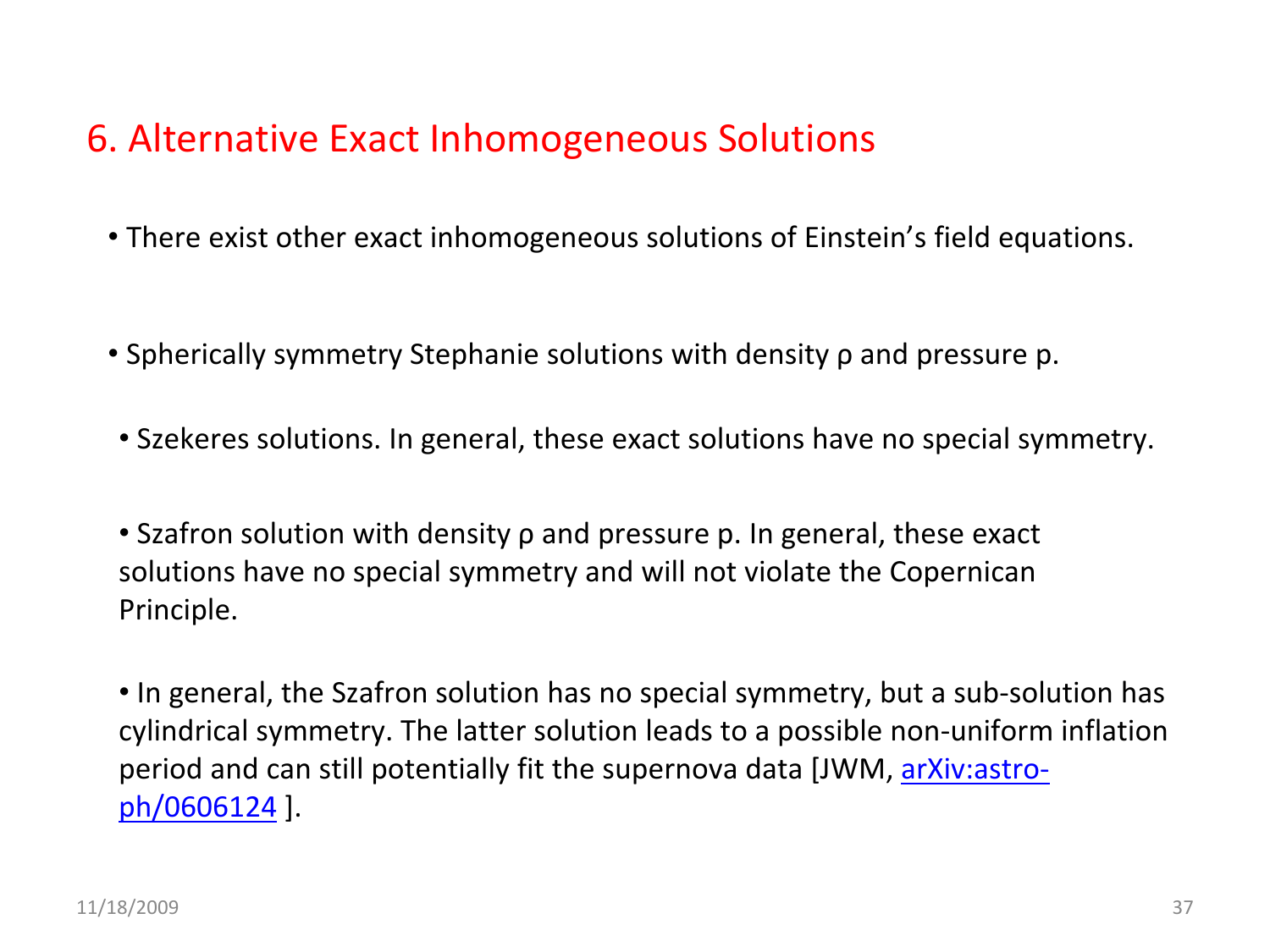## 6. Alternative Exact Inhomogeneous Solutions

- There exist other exact inhomogeneous solutions of Einstein's field equations.

- Spherically symmetry Stephanie solutions with density $\rho$ and pressure $p$.

- Szekeres solutions. In general, these exact solutions have no special symmetry.

- Szafron solution with density $\rho$ and pressure $p$. In general, these exact solutions have no special symmetry and will not violate the Copernican Principle.

- In general, the Szafron solution has no special symmetry, but a sub-solution has cylindrical symmetry. The latter solution leads to a possible non-uniform inflation period and can still potentially fit the supernova data [JWM, arXiv:astro-ph/0606124 ].

11/18/2009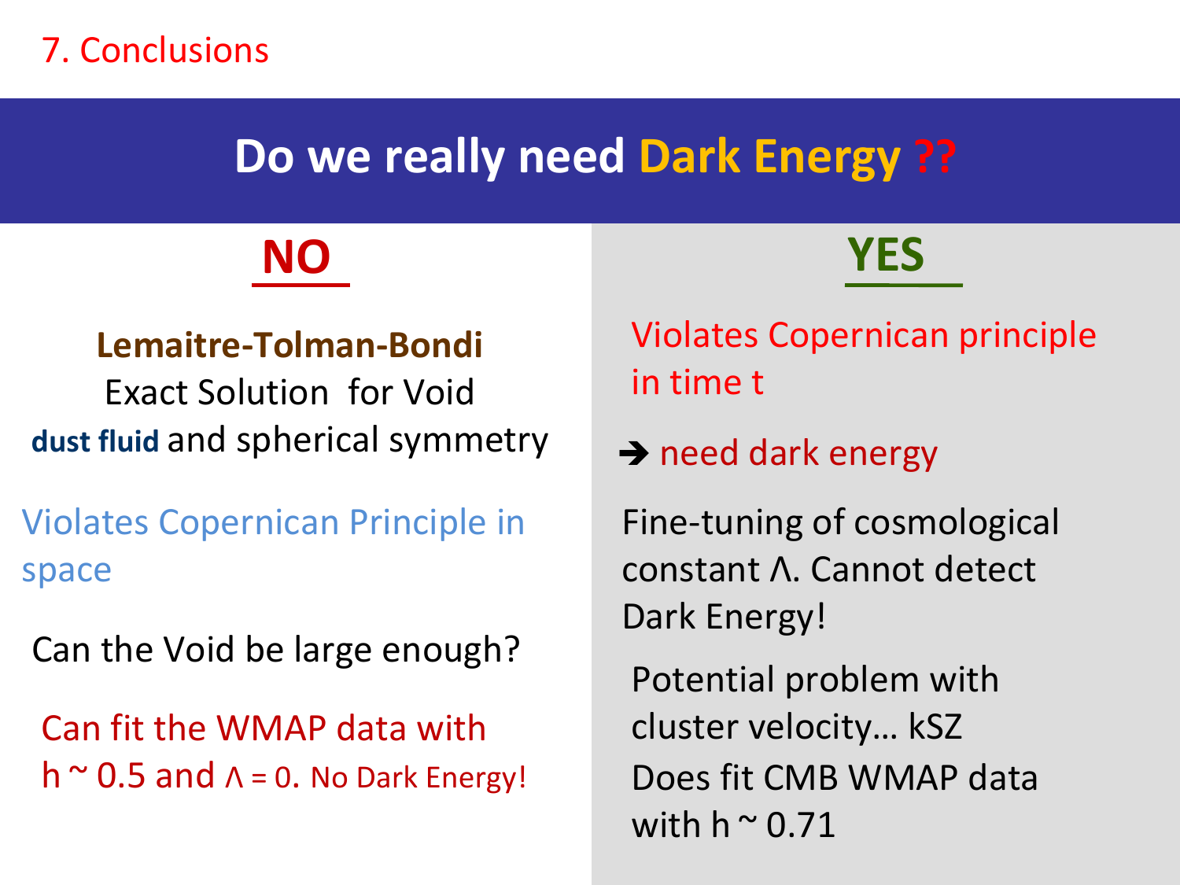## 7. Conclusions

# Do we really need Dark Energy ??

## NO

**Lemaitre-Tolman-Bondi**
Exact Solution for Void
**dust fluid** and spherical symmetry

Violates Copernican Principle in space

Can the Void be large enough?

Can fit the WMAP data with $h \sim 0.5$ and $\Lambda = 0$. No Dark Energy!

## YES

Violates Copernican principle in time t

→ need dark energy

Fine-tuning of cosmological constant $\Lambda$. Cannot detect Dark Energy!

Potential problem with cluster velocity… kSZ

Does fit CMB WMAP data with $h \sim 0.71$